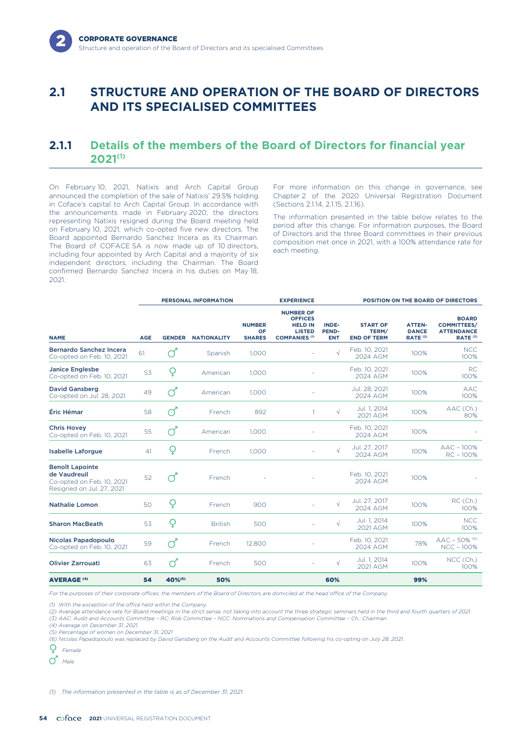## 2.1 STRUCTURE AND OPERATION OF THE BOARD OF DIRECTORS AND ITS SPECIALISED COMMITTEES

### 2.1.1 Details of the members of the Board of Directors for financial year 2021[(1)]

On February 10, 2021, Natixis and Arch Capital Group announced the completion of the sale of Natixis' 29.5% holding in Coface's capital to Arch Capital Group. In accordance with the announcements made in February 2020, the directors representing Natixis resigned during the Board meeting held on February 10, 2021, which co-opted five new directors. The Board appointed Bernardo Sanchez Incera as its Chairman. The Board of COFACE SA is now made up of 10 directors, including four appointed by Arch Capital and a majority of six independent directors, including the Chairman. The Board confirmed Bernardo Sanchez Incera in his duties on May 18, 2021.

For more information on this change in governance, see Chapter 2 of the 2020 Universal Registration Document (Sections 2.1.14, 2.1.15, 2.1.16).

The information presented in the table below relates to the period after this change. For information purposes, the Board of Directors and the three Board committees in their previous composition met once in 2021, with a 100% attendance rate for each meeting.

| | PERSONAL INFORMATION | | | | EXPERIENCE | POSITION ON THE BOARD OF DIRECTORS | | | |
|---|---|---|---|---|---|---|---|---|---|
| NAME | AGE | GENDER | NATIONALITY | NUMBER OF SHARES | NUMBER OF OFFICES HELD IN LISTED COMPANIES [(1)] | INDEPENDENT | START OF TERM/ END OF TERM | ATTENDANCE RATE [(2)] | BOARD COMMITTEES/ ATTENDANCE RATE [(3)] |
| **Bernardo Sanchez Incera** Co-opted on Feb. 10, 2021 | 61 | ♂ | Spanish | 1,000 | - | √ | Feb. 10, 2021 2024 AGM | 100% | NCC 100% |
| **Janice Englesbe** Co-opted on Feb. 10, 2021 | 53 | ♀ | American | 1,000 | - | | Feb. 10, 2021 2024 AGM | 100% | RC 100% |
| **David Gansberg** Co-opted on Jul. 28, 2021 | 49 | ♂ | American | 1,000 | - | | Jul. 28, 2021 2024 AGM | 100% | AAC 100% |
| **Éric Hémar** | 58 | ♂ | French | 892 | 1 | √ | Jul. 1, 2014 2021 AGM | 100% | AAC (Ch.) 80% |
| **Chris Hovey** Co-opted on Feb. 10, 2021 | 55 | ♂ | American | 1,000 | - | | Feb. 10, 2021 2024 AGM | 100% | - |
| **Isabelle Laforgue** | 41 | ♀ | French | 1,000 | - | √ | Jul. 27, 2017 2024 AGM | 100% | AAC – 100% RC – 100% |
| **Benoît Lapointe de Vaudreuil** Co-opted on Feb. 10, 2021 Resigned on Jul. 27, 2021 | 52 | ♂ | French | - | - | | Feb. 10, 2021 2024 AGM | 100% | - |
| **Nathalie Lomon** | 50 | ♀ | French | 900 | - | √ | Jul. 27, 2017 2024 AGM | 100% | RC (Ch.) 100% |
| **Sharon MacBeath** | 53 | ♀ | British | 500 | - | √ | Jul. 1, 2014 2021 AGM | 100% | NCC 100% |
| **Nicolas Papadopoulo** Co-opted on Feb. 10, 2021 | 59 | ♂ | French | 12,800 | - | | Feb. 10, 2021 2024 AGM | 78% | AAC – 50% [(6)] NCC – 100% |
| **Olivier Zarrouati** | 63 | ♂ | French | 500 | - | √ | Jul. 1, 2014 2021 AGM | 100% | NCC (Ch.) 100% |
| **AVERAGE [(4)]** | **54** | **40%[(5)]** | **50%** | | | **60%** | | **99%** | |

*For the purposes of their corporate offices, the members of the Board of Directors are domiciled at the head office of the Company.*

*(1) With the exception of the office held within the Company.*
*(2) Average attendance rate for Board meetings in the strict sense, not taking into account the three strategic seminars held in the third and fourth quarters of 2021.*
*(3) AAC: Audit and Accounts Committee – RC: Risk Committee – NCC: Nominations and Compensation Committee – Ch.: Chairman*
*(4) Average on December 31, 2021.*
*(5) Percentage of women on December 31, 2021*
*(6) Nicolas Papadopoulo was replaced by David Gansberg on the Audit and Accounts Committee following his co-opting on July 28, 2021.*

♀ *Female*

♂ *Male*

*(1) The information presented in the table is as of December 31, 2021.*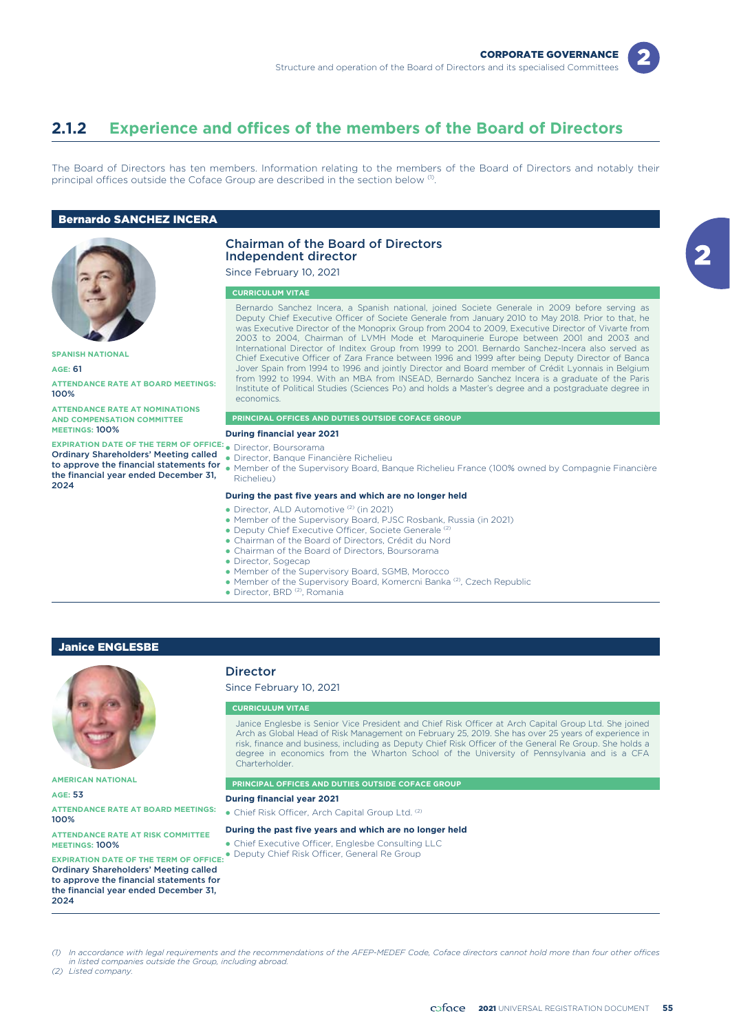## 2.1.2 Experience and offices of the members of the Board of Directors

The Board of Directors has ten members. Information relating to the members of the Board of Directors and notably their principal offices outside the Coface Group are described in the section below [1].

### Bernardo SANCHEZ INCERA

**SPANISH NATIONAL**

**AGE:** 61

**ATTENDANCE RATE AT BOARD MEETINGS:** 100%

**ATTENDANCE RATE AT NOMINATIONS AND COMPENSATION COMMITTEE MEETINGS:** 100%

**EXPIRATION DATE OF THE TERM OF OFFICE:** Ordinary Shareholders' Meeting called to approve the financial statements for the financial year ended December 31, 2024

**Chairman of the Board of Directors**
**Independent director**

Since February 10, 2021

**CURRICULUM VITAE**

Bernardo Sanchez Incera, a Spanish national, joined Societe Generale in 2009 before serving as Deputy Chief Executive Officer of Societe Generale from January 2010 to May 2018. Prior to that, he was Executive Director of the Monoprix Group from 2004 to 2009, Executive Director of Vivarte from 2003 to 2004, Chairman of LVMH Mode et Maroquinerie Europe between 2001 and 2003 and International Director of Inditex Group from 1999 to 2001. Bernardo Sanchez-Incera also served as Chief Executive Officer of Zara France between 1996 and 1999 after being Deputy Director of Banca Jover Spain from 1994 to 1996 and jointly Director and Board member of Crédit Lyonnais in Belgium from 1992 to 1994. With an MBA from INSEAD, Bernardo Sanchez Incera is a graduate of the Paris Institute of Political Studies (Sciences Po) and holds a Master's degree and a postgraduate degree in economics.

**PRINCIPAL OFFICES AND DUTIES OUTSIDE COFACE GROUP**

**During financial year 2021**

- Director, Boursorama
- Director, Banque Financière Richelieu
- Member of the Supervisory Board, Banque Richelieu France (100% owned by Compagnie Financière Richelieu)

**During the past five years and which are no longer held**

- Director, ALD Automotive [2] (in 2021)
- Member of the Supervisory Board, PJSC Rosbank, Russia (in 2021)
- Deputy Chief Executive Officer, Societe Generale [2]
- Chairman of the Board of Directors, Crédit du Nord
- Chairman of the Board of Directors, Boursorama
- Director, Sogecap
- Member of the Supervisory Board, SGMB, Morocco
- Member of the Supervisory Board, Komercni Banka [2], Czech Republic
- Director, BRD [2], Romania

### Janice ENGLESBE

**AMERICAN NATIONAL**

**AGE:** 53

**ATTENDANCE RATE AT BOARD MEETINGS:** 100%

**ATTENDANCE RATE AT RISK COMMITTEE MEETINGS:** 100%

**EXPIRATION DATE OF THE TERM OF OFFICE:** Ordinary Shareholders' Meeting called to approve the financial statements for the financial year ended December 31, 2024

**Director**

Since February 10, 2021

**CURRICULUM VITAE**

Janice Englesbe is Senior Vice President and Chief Risk Officer at Arch Capital Group Ltd. She joined Arch as Global Head of Risk Management on February 25, 2019. She has over 25 years of experience in risk, finance and business, including as Deputy Chief Risk Officer of the General Re Group. She holds a degree in economics from the Wharton School of the University of Pennsylvania and is a CFA Charterholder.

**PRINCIPAL OFFICES AND DUTIES OUTSIDE COFACE GROUP**

**During financial year 2021**

- Chief Risk Officer, Arch Capital Group Ltd. [2]

**During the past five years and which are no longer held**

- Chief Executive Officer, Englesbe Consulting LLC
- Deputy Chief Risk Officer, General Re Group

*(1) In accordance with legal requirements and the recommendations of the AFEP-MEDEF Code, Coface directors cannot hold more than four other offices in listed companies outside the Group, including abroad.*
*(2) Listed company.*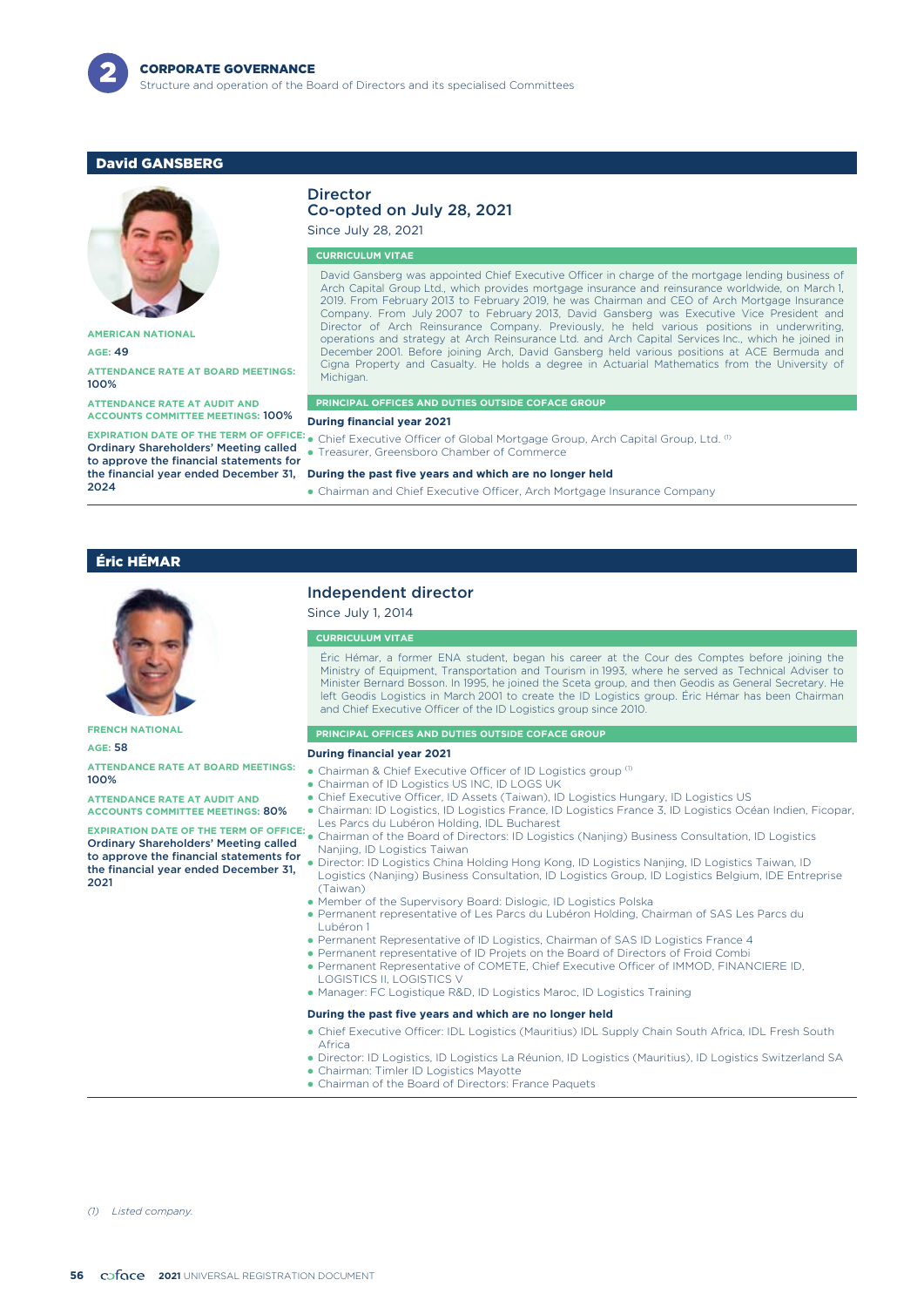## David GANSBERG

AMERICAN NATIONAL

AGE: 49

ATTENDANCE RATE AT BOARD MEETINGS: 100%

ATTENDANCE RATE AT AUDIT AND ACCOUNTS COMMITTEE MEETINGS: 100%

EXPIRATION DATE OF THE TERM OF OFFICE: **Ordinary Shareholders' Meeting called to approve the financial statements for the financial year ended December 31, 2024**

### Director
### Co-opted on July 28, 2021

Since July 28, 2021

#### CURRICULUM VITAE

David Gansberg was appointed Chief Executive Officer in charge of the mortgage lending business of Arch Capital Group Ltd., which provides mortgage insurance and reinsurance worldwide, on March 1, 2019. From February 2013 to February 2019, he was Chairman and CEO of Arch Mortgage Insurance Company. From July 2007 to February 2013, David Gansberg was Executive Vice President and Director of Arch Reinsurance Company. Previously, he held various positions in underwriting, operations and strategy at Arch Reinsurance Ltd. and Arch Capital Services Inc., which he joined in December 2001. Before joining Arch, David Gansberg held various positions at ACE Bermuda and Cigna Property and Casualty. He holds a degree in Actuarial Mathematics from the University of Michigan.

#### PRINCIPAL OFFICES AND DUTIES OUTSIDE COFACE GROUP

**During financial year 2021**

- Chief Executive Officer of Global Mortgage Group, Arch Capital Group, Ltd. [(1)]
- Treasurer, Greensboro Chamber of Commerce

**During the past five years and which are no longer held**

- Chairman and Chief Executive Officer, Arch Mortgage Insurance Company

## Éric HÉMAR

FRENCH NATIONAL

AGE: 58

ATTENDANCE RATE AT BOARD MEETINGS: 100%

ATTENDANCE RATE AT AUDIT AND ACCOUNTS COMMITTEE MEETINGS: 80%

EXPIRATION DATE OF THE TERM OF OFFICE: **Ordinary Shareholders' Meeting called to approve the financial statements for the financial year ended December 31, 2021**

### Independent director

Since July 1, 2014

#### CURRICULUM VITAE

Éric Hémar, a former ENA student, began his career at the Cour des Comptes before joining the Ministry of Equipment, Transportation and Tourism in 1993, where he served as Technical Adviser to Minister Bernard Bosson. In 1995, he joined the Sceta group, and then Geodis as General Secretary. He left Geodis Logistics in March 2001 to create the ID Logistics group. Éric Hémar has been Chairman and Chief Executive Officer of the ID Logistics group since 2010.

#### PRINCIPAL OFFICES AND DUTIES OUTSIDE COFACE GROUP

**During financial year 2021**

- Chairman & Chief Executive Officer of ID Logistics group [(1)]
- Chairman of ID Logistics US INC, ID LOGS UK
- Chief Executive Officer, ID Assets (Taiwan), ID Logistics Hungary, ID Logistics US
- Chairman: ID Logistics, ID Logistics France, ID Logistics France 3, ID Logistics Océan Indien, Ficopar, Les Parcs du Lubéron Holding, IDL Bucharest
- Chairman of the Board of Directors: ID Logistics (Nanjing) Business Consultation, ID Logistics Nanjing, ID Logistics Taiwan
- Director: ID Logistics China Holding Hong Kong, ID Logistics Nanjing, ID Logistics Taiwan, ID Logistics (Nanjing) Business Consultation, ID Logistics Group, ID Logistics Belgium, IDE Entreprise (Taiwan)
- Member of the Supervisory Board: Dislogic, ID Logistics Polska
- Permanent representative of Les Parcs du Lubéron Holding, Chairman of SAS Les Parcs du Lubéron 1
- Permanent Representative of ID Logistics, Chairman of SAS ID Logistics France 4
- Permanent representative of ID Projets on the Board of Directors of Froid Combi
- Permanent Representative of COMETE, Chief Executive Officer of IMMOD, FINANCIERE ID, LOGISTICS II, LOGISTICS V
- Manager: FC Logistique R&D, ID Logistics Maroc, ID Logistics Training

**During the past five years and which are no longer held**

- Chief Executive Officer: IDL Logistics (Mauritius) IDL Supply Chain South Africa, IDL Fresh South Africa
- Director: ID Logistics, ID Logistics La Réunion, ID Logistics (Mauritius), ID Logistics Switzerland SA
- Chairman: Timler ID Logistics Mayotte
- Chairman of the Board of Directors: France Paquets

*(1) Listed company.*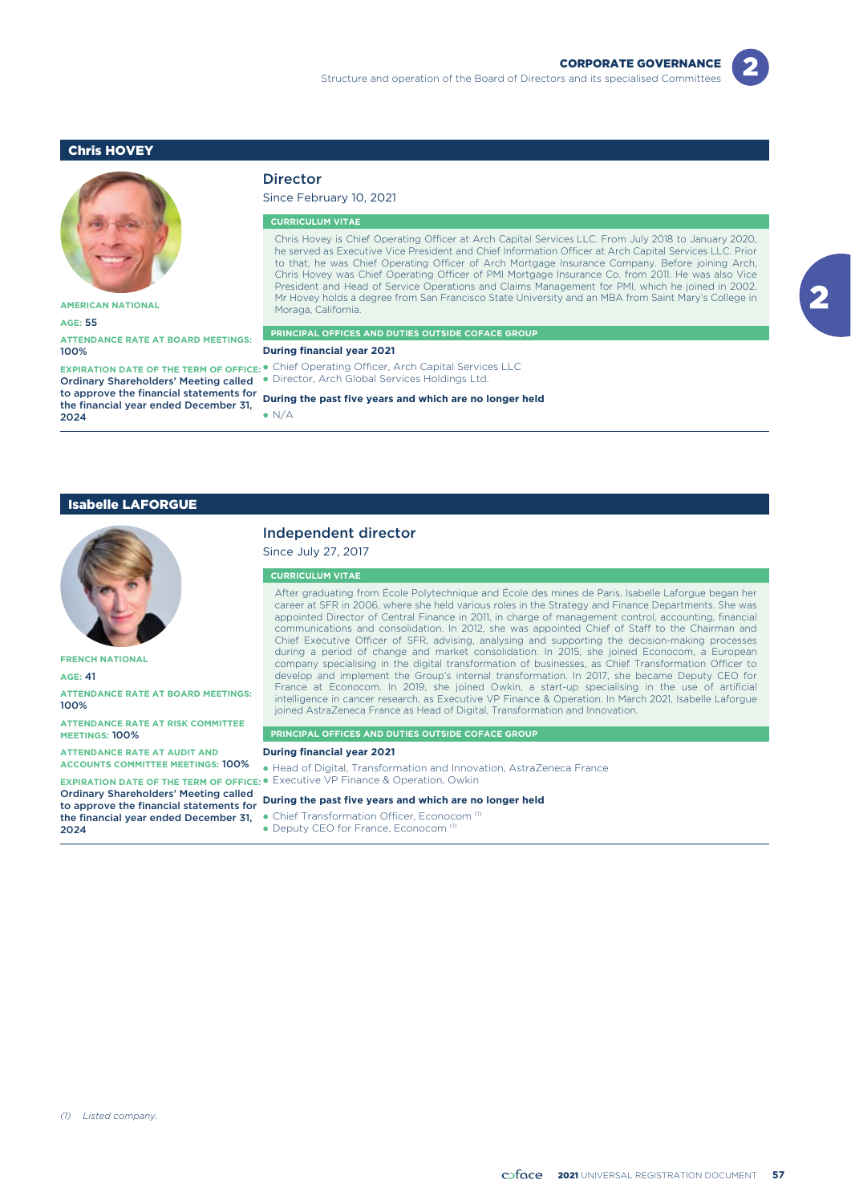## Chris HOVEY

**AMERICAN NATIONAL**

**AGE:** 55

**ATTENDANCE RATE AT BOARD MEETINGS:** 100%

**EXPIRATION DATE OF THE TERM OF OFFICE:** Ordinary Shareholders' Meeting called to approve the financial statements for the financial year ended December 31, 2024

### Director

Since February 10, 2021

#### CURRICULUM VITAE

Chris Hovey is Chief Operating Officer at Arch Capital Services LLC. From July 2018 to January 2020, he served as Executive Vice President and Chief Information Officer at Arch Capital Services LLC. Prior to that, he was Chief Operating Officer of Arch Mortgage Insurance Company. Before joining Arch, Chris Hovey was Chief Operating Officer of PMI Mortgage Insurance Co. from 2011. He was also Vice President and Head of Service Operations and Claims Management for PMI, which he joined in 2002. Mr Hovey holds a degree from San Francisco State University and an MBA from Saint Mary's College in Moraga, California.

#### PRINCIPAL OFFICES AND DUTIES OUTSIDE COFACE GROUP

**During financial year 2021**

- Chief Operating Officer, Arch Capital Services LLC
- Director, Arch Global Services Holdings Ltd.

**During the past five years and which are no longer held**

- N/A

## Isabelle LAFORGUE

**FRENCH NATIONAL**

**AGE:** 41

**ATTENDANCE RATE AT BOARD MEETINGS:** 100%

**ATTENDANCE RATE AT RISK COMMITTEE MEETINGS:** 100%

**ATTENDANCE RATE AT AUDIT AND ACCOUNTS COMMITTEE MEETINGS:** 100%

**EXPIRATION DATE OF THE TERM OF OFFICE:** Ordinary Shareholders' Meeting called to approve the financial statements for the financial year ended December 31, 2024

### Independent director

Since July 27, 2017

#### CURRICULUM VITAE

After graduating from École Polytechnique and École des mines de Paris, Isabelle Laforgue began her career at SFR in 2006, where she held various roles in the Strategy and Finance Departments. She was appointed Director of Central Finance in 2011, in charge of management control, accounting, financial communications and consolidation. In 2012, she was appointed Chief of Staff to the Chairman and Chief Executive Officer of SFR, advising, analysing and supporting the decision-making processes during a period of change and market consolidation. In 2015, she joined Econocom, a European company specialising in the digital transformation of businesses, as Chief Transformation Officer to develop and implement the Group's internal transformation. In 2017, she became Deputy CEO for France at Econocom. In 2019, she joined Owkin, a start-up specialising in the use of artificial intelligence in cancer research, as Executive VP Finance & Operation. In March 2021, Isabelle Laforgue joined AstraZeneca France as Head of Digital, Transformation and Innovation.

#### PRINCIPAL OFFICES AND DUTIES OUTSIDE COFACE GROUP

**During financial year 2021**

- Head of Digital, Transformation and Innovation, AstraZeneca France
- Executive VP Finance & Operation, Owkin

**During the past five years and which are no longer held**

- Chief Transformation Officer, Econocom [1]
- Deputy CEO for France, Econocom [1]

*(1) Listed company.*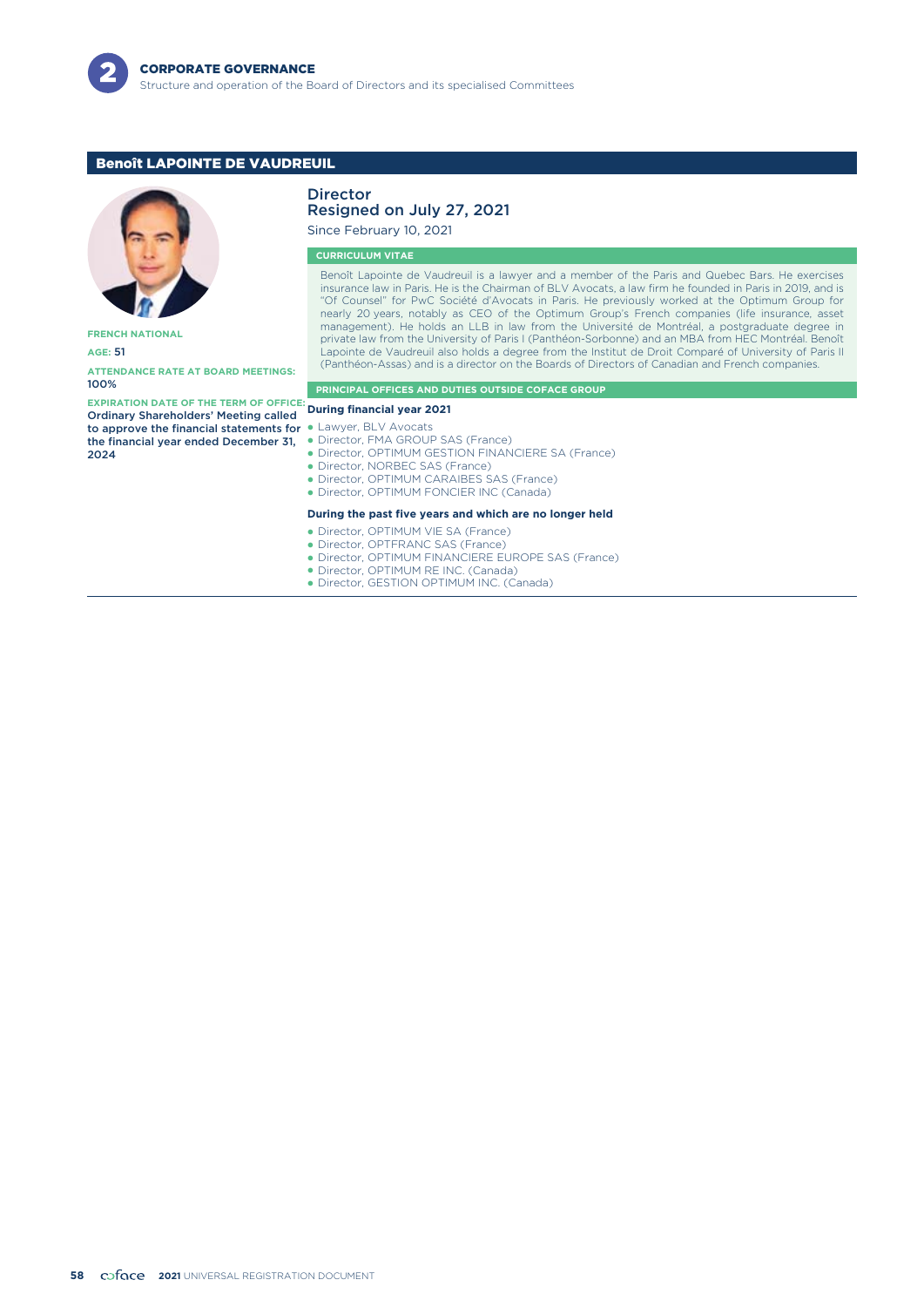## Benoît LAPOINTE DE VAUDREUIL

**FRENCH NATIONAL**

**AGE:** 51

**ATTENDANCE RATE AT BOARD MEETINGS:** 100%

**EXPIRATION DATE OF THE TERM OF OFFICE:** Ordinary Shareholders' Meeting called to approve the financial statements for the financial year ended December 31, 2024

### Director
### Resigned on July 27, 2021

Since February 10, 2021

#### CURRICULUM VITAE

Benoît Lapointe de Vaudreuil is a lawyer and a member of the Paris and Quebec Bars. He exercises insurance law in Paris. He is the Chairman of BLV Avocats, a law firm he founded in Paris in 2019, and is "Of Counsel" for PwC Société d'Avocats in Paris. He previously worked at the Optimum Group for nearly 20 years, notably as CEO of the Optimum Group's French companies (life insurance, asset management). He holds an LLB in law from the Université de Montréal, a postgraduate degree in private law from the University of Paris I (Panthéon-Sorbonne) and an MBA from HEC Montréal. Benoît Lapointe de Vaudreuil also holds a degree from the Institut de Droit Comparé of University of Paris II (Panthéon-Assas) and is a director on the Boards of Directors of Canadian and French companies.

#### PRINCIPAL OFFICES AND DUTIES OUTSIDE COFACE GROUP

**During financial year 2021**

- Lawyer, BLV Avocats
- Director, FMA GROUP SAS (France)
- Director, OPTIMUM GESTION FINANCIERE SA (France)
- Director, NORBEC SAS (France)
- Director, OPTIMUM CARAIBES SAS (France)
- Director, OPTIMUM FONCIER INC (Canada)

**During the past five years and which are no longer held**

- Director, OPTIMUM VIE SA (France)
- Director, OPTFRANC SAS (France)
- Director, OPTIMUM FINANCIERE EUROPE SAS (France)
- Director, OPTIMUM RE INC. (Canada)
- Director, GESTION OPTIMUM INC. (Canada)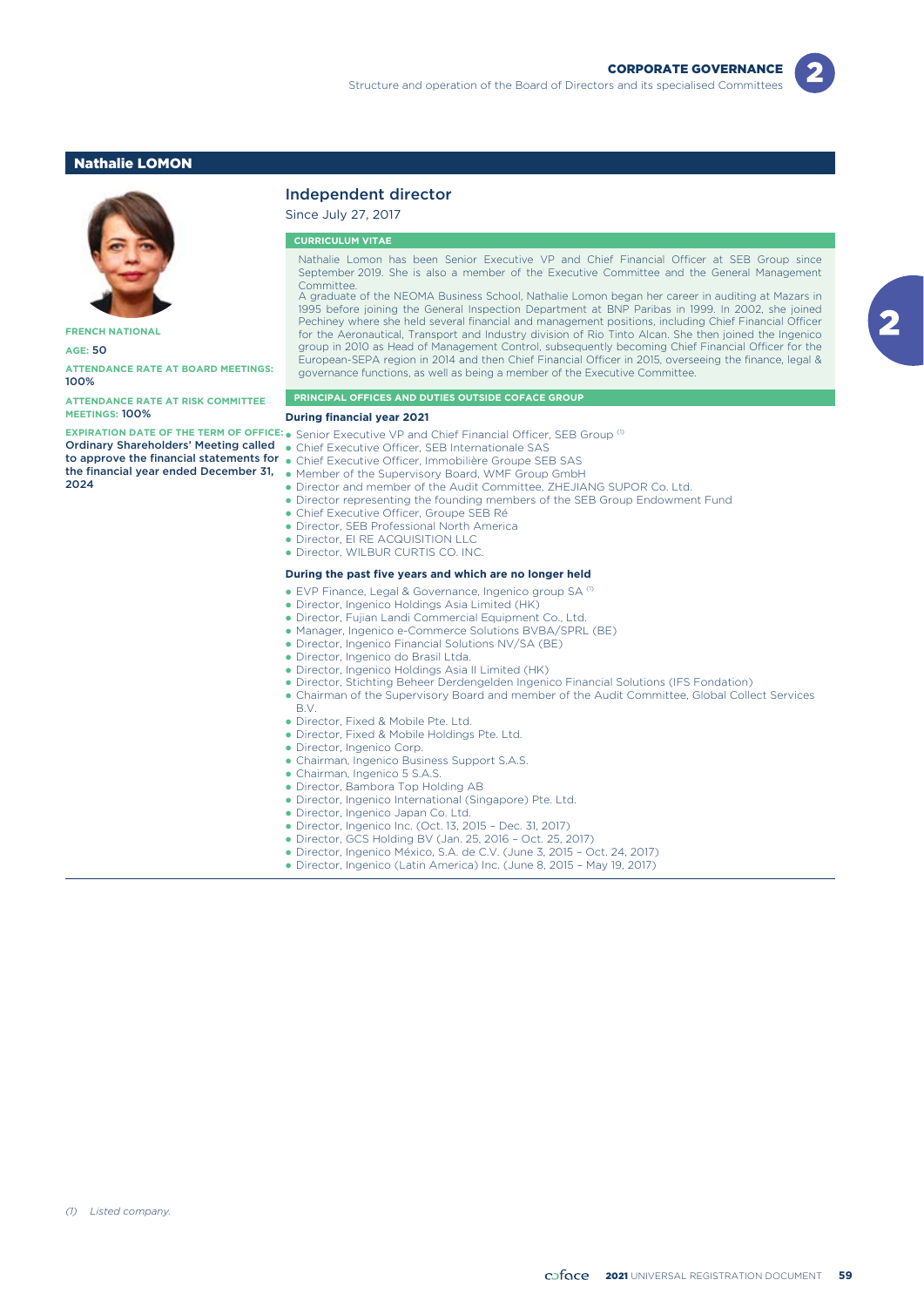## Nathalie LOMON

**FRENCH NATIONAL**

**AGE:** 50

**ATTENDANCE RATE AT BOARD MEETINGS:** 100%

**ATTENDANCE RATE AT RISK COMMITTEE MEETINGS:** 100%

**EXPIRATION DATE OF THE TERM OF OFFICE:** **Ordinary Shareholders' Meeting called to approve the financial statements for the financial year ended December 31, 2024**

### Independent director

Since July 27, 2017

#### CURRICULUM VITAE

Nathalie Lomon has been Senior Executive VP and Chief Financial Officer at SEB Group since September 2019. She is also a member of the Executive Committee and the General Management Committee.

A graduate of the NEOMA Business School, Nathalie Lomon began her career in auditing at Mazars in 1995 before joining the General Inspection Department at BNP Paribas in 1999. In 2002, she joined Pechiney where she held several financial and management positions, including Chief Financial Officer for the Aeronautical, Transport and Industry division of Rio Tinto Alcan. She then joined the Ingenico group in 2010 as Head of Management Control, subsequently becoming Chief Financial Officer for the European-SEPA region in 2014 and then Chief Financial Officer in 2015, overseeing the finance, legal & governance functions, as well as being a member of the Executive Committee.

#### PRINCIPAL OFFICES AND DUTIES OUTSIDE COFACE GROUP

**During financial year 2021**

- Senior Executive VP and Chief Financial Officer, SEB Group [(1)]
- Chief Executive Officer, SEB Internationale SAS
- Chief Executive Officer, Immobilière Groupe SEB SAS
- Member of the Supervisory Board, WMF Group GmbH
- Director and member of the Audit Committee, ZHEJIANG SUPOR Co. Ltd.
- Director representing the founding members of the SEB Group Endowment Fund
- Chief Executive Officer, Groupe SEB Ré
- Director, SEB Professional North America
- Director, EI RE ACQUISITION LLC
- Director, WILBUR CURTIS CO. INC.

**During the past five years and which are no longer held**

- EVP Finance, Legal & Governance, Ingenico group SA [(1)]
- Director, Ingenico Holdings Asia Limited (HK)
- Director, Fujian Landi Commercial Equipment Co., Ltd.
- Manager, Ingenico e-Commerce Solutions BVBA/SPRL (BE)
- Director, Ingenico Financial Solutions NV/SA (BE)
- Director, Ingenico do Brasil Ltda.
- Director, Ingenico Holdings Asia II Limited (HK)
- Director, Stichting Beheer Derdengelden Ingenico Financial Solutions (IFS Fondation)
- Chairman of the Supervisory Board and member of the Audit Committee, Global Collect Services B.V.
- Director, Fixed & Mobile Pte. Ltd.
- Director, Fixed & Mobile Holdings Pte. Ltd.
- Director, Ingenico Corp.
- Chairman, Ingenico Business Support S.A.S.
- Chairman, Ingenico 5 S.A.S.
- Director, Bambora Top Holding AB
- Director, Ingenico International (Singapore) Pte. Ltd.
- Director, Ingenico Japan Co. Ltd.
- Director, Ingenico Inc. (Oct. 13, 2015 – Dec. 31, 2017)
- Director, GCS Holding BV (Jan. 25, 2016 – Oct. 25, 2017)
- Director, Ingenico México, S.A. de C.V. (June 3, 2015 – Oct. 24, 2017)
- Director, Ingenico (Latin America) Inc. (June 8, 2015 – May 19, 2017)

*(1) Listed company.*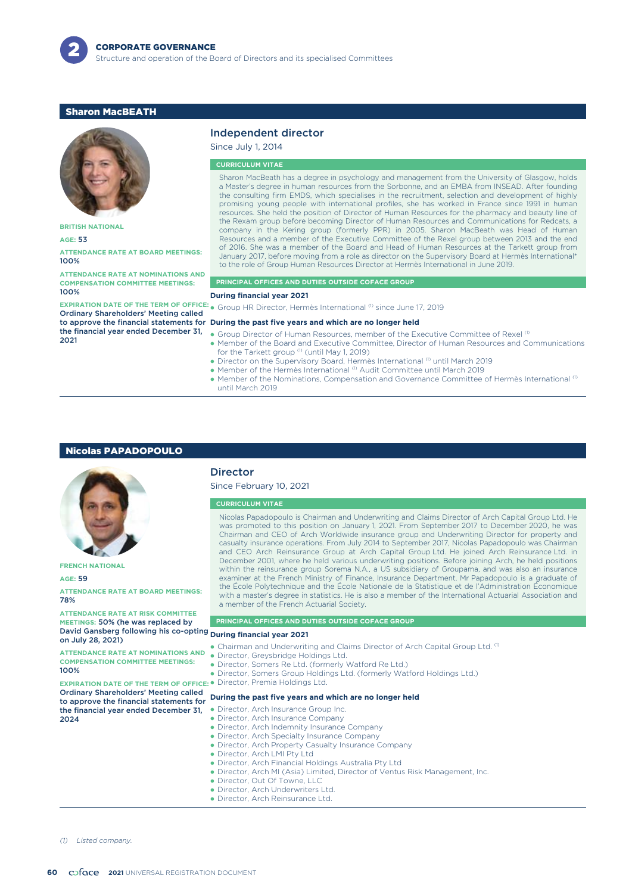## Sharon MacBEATH

**BRITISH NATIONAL**

**AGE:** 53

**ATTENDANCE RATE AT BOARD MEETINGS:** 100%

**ATTENDANCE RATE AT NOMINATIONS AND COMPENSATION COMMITTEE MEETINGS:** 100%

**EXPIRATION DATE OF THE TERM OF OFFICE:** Ordinary Shareholders' Meeting called to approve the financial statements for the financial year ended December 31, 2021

### Independent director

Since July 1, 2014

#### CURRICULUM VITAE

Sharon MacBeath has a degree in psychology and management from the University of Glasgow, holds a Master's degree in human resources from the Sorbonne, and an EMBA from INSEAD. After founding the consulting firm EMDS, which specialises in the recruitment, selection and development of highly promising young people with international profiles, she has worked in France since 1991 in human resources. She held the position of Director of Human Resources for the pharmacy and beauty line of the Rexam group before becoming Director of Human Resources and Communications for Redcats, a company in the Kering group (formerly PPR) in 2005. Sharon MacBeath was Head of Human Resources and a member of the Executive Committee of the Rexel group between 2013 and the end of 2016. She was a member of the Board and Head of Human Resources at the Tarkett group from January 2017, before moving from a role as director on the Supervisory Board at Hermès International* to the role of Group Human Resources Director at Hermès International in June 2019.

#### PRINCIPAL OFFICES AND DUTIES OUTSIDE COFACE GROUP

**During financial year 2021**

- Group HR Director, Hermès International [(1)] since June 17, 2019

**During the past five years and which are no longer held**

- Group Director of Human Resources, member of the Executive Committee of Rexel [(1)]
- Member of the Board and Executive Committee, Director of Human Resources and Communications for the Tarkett group [(1)] (until May 1, 2019)
- Director on the Supervisory Board, Hermès International [(1)] until March 2019
- Member of the Hermès International [(1)] Audit Committee until March 2019
- Member of the Nominations, Compensation and Governance Committee of Hermès International [(1)] until March 2019

## Nicolas PAPADOPOULO

**FRENCH NATIONAL**

**AGE:** 59

**ATTENDANCE RATE AT BOARD MEETINGS:** 78%

**ATTENDANCE RATE AT RISK COMMITTEE MEETINGS:** 50% (he was replaced by David Gansberg following his co-opting on July 28, 2021)

**ATTENDANCE RATE AT NOMINATIONS AND COMPENSATION COMMITTEE MEETINGS:** 100%

**EXPIRATION DATE OF THE TERM OF OFFICE:** Ordinary Shareholders' Meeting called to approve the financial statements for the financial year ended December 31, 2024

### Director

Since February 10, 2021

#### CURRICULUM VITAE

Nicolas Papadopoulo is Chairman and Underwriting and Claims Director of Arch Capital Group Ltd. He was promoted to this position on January 1, 2021. From September 2017 to December 2020, he was Chairman and CEO of Arch Worldwide insurance group and Underwriting Director for property and casualty insurance operations. From July 2014 to September 2017, Nicolas Papadopoulo was Chairman and CEO Arch Reinsurance Group at Arch Capital Group Ltd. He joined Arch Reinsurance Ltd. in December 2001, where he held various underwriting positions. Before joining Arch, he held positions within the reinsurance group Sorema N.A., a US subsidiary of Groupama, and was also an insurance examiner at the French Ministry of Finance, Insurance Department. Mr Papadopoulo is a graduate of the École Polytechnique and the École Nationale de la Statistique et de l'Administration Économique with a master's degree in statistics. He is also a member of the International Actuarial Association and a member of the French Actuarial Society.

#### PRINCIPAL OFFICES AND DUTIES OUTSIDE COFACE GROUP

**During financial year 2021**

- Chairman and Underwriting and Claims Director of Arch Capital Group Ltd. [(1)]
- Director, Greysbridge Holdings Ltd.
- Director, Somers Re Ltd. (formerly Watford Re Ltd.)
- Director, Somers Group Holdings Ltd. (formerly Watford Holdings Ltd.)
- Director, Premia Holdings Ltd.

**During the past five years and which are no longer held**

- Director, Arch Insurance Group Inc.
- Director, Arch Insurance Company
- Director, Arch Indemnity Insurance Company
- Director, Arch Specialty Insurance Company
- Director, Arch Property Casualty Insurance Company
- Director, Arch LMI Pty Ltd
- Director, Arch Financial Holdings Australia Pty Ltd
- Director, Arch MI (Asia) Limited, Director of Ventus Risk Management, Inc.
- Director, Out Of Towne, LLC
- Director, Arch Underwriters Ltd.
- Director, Arch Reinsurance Ltd.

*(1) Listed company.*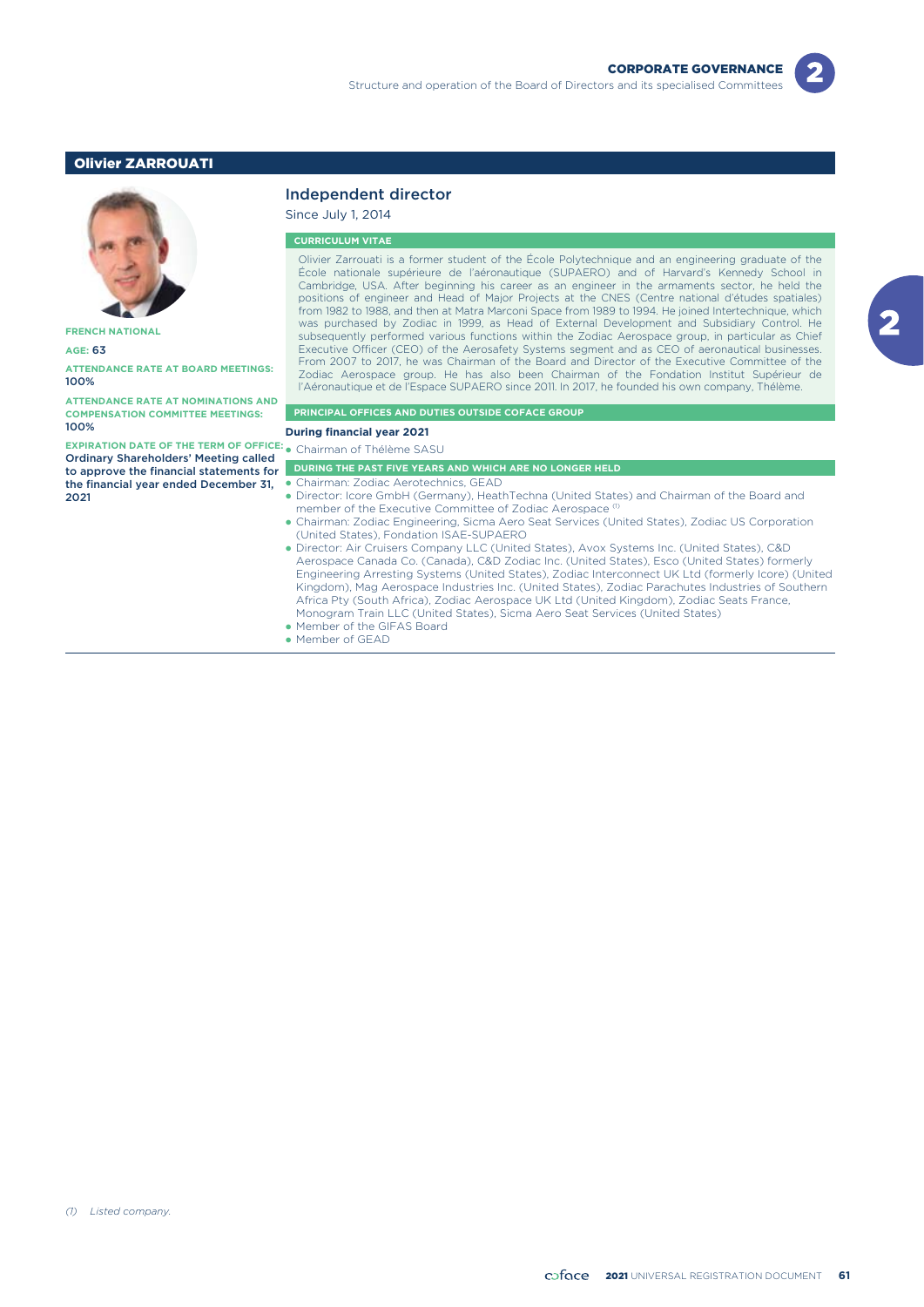## Olivier ZARROUATI

**FRENCH NATIONAL**

**AGE:** 63

**ATTENDANCE RATE AT BOARD MEETINGS:** 100%

**ATTENDANCE RATE AT NOMINATIONS AND COMPENSATION COMMITTEE MEETINGS:** 100%

**EXPIRATION DATE OF THE TERM OF OFFICE:** Ordinary Shareholders' Meeting called to approve the financial statements for the financial year ended December 31, 2021

### Independent director

Since July 1, 2014

#### CURRICULUM VITAE

Olivier Zarrouati is a former student of the École Polytechnique and an engineering graduate of the École nationale supérieure de l'aéronautique (SUPAERO) and of Harvard's Kennedy School in Cambridge, USA. After beginning his career as an engineer in the armaments sector, he held the positions of engineer and Head of Major Projects at the CNES (Centre national d'études spatiales) from 1982 to 1988, and then at Matra Marconi Space from 1989 to 1994. He joined Intertechnique, which was purchased by Zodiac in 1999, as Head of External Development and Subsidiary Control. He subsequently performed various functions within the Zodiac Aerospace group, in particular as Chief Executive Officer (CEO) of the Aerosafety Systems segment and as CEO of aeronautical businesses. From 2007 to 2017, he was Chairman of the Board and Director of the Executive Committee of the Zodiac Aerospace group. He has also been Chairman of the Fondation Institut Supérieur de l'Aéronautique et de l'Espace SUPAERO since 2011. In 2017, he founded his own company, Thélème.

#### PRINCIPAL OFFICES AND DUTIES OUTSIDE COFACE GROUP

**During financial year 2021**

- Chairman of Thélème SASU

#### DURING THE PAST FIVE YEARS AND WHICH ARE NO LONGER HELD

- Chairman: Zodiac Aerotechnics, GEAD
- Director: Icore GmbH (Germany), HeathTechna (United States) and Chairman of the Board and member of the Executive Committee of Zodiac Aerospace [(1)]
- Chairman: Zodiac Engineering, Sicma Aero Seat Services (United States), Zodiac US Corporation (United States), Fondation ISAE-SUPAERO
- Director: Air Cruisers Company LLC (United States), Avox Systems Inc. (United States), C&D Aerospace Canada Co. (Canada), C&D Zodiac Inc. (United States), Esco (United States) formerly Engineering Arresting Systems (United States), Zodiac Interconnect UK Ltd (formerly Icore) (United Kingdom), Mag Aerospace Industries Inc. (United States), Zodiac Parachutes Industries of Southern Africa Pty (South Africa), Zodiac Aerospace UK Ltd (United Kingdom), Zodiac Seats France, Monogram Train LLC (United States), Sicma Aero Seat Services (United States)
- Member of the GIFAS Board
- Member of GEAD

*(1) Listed company.*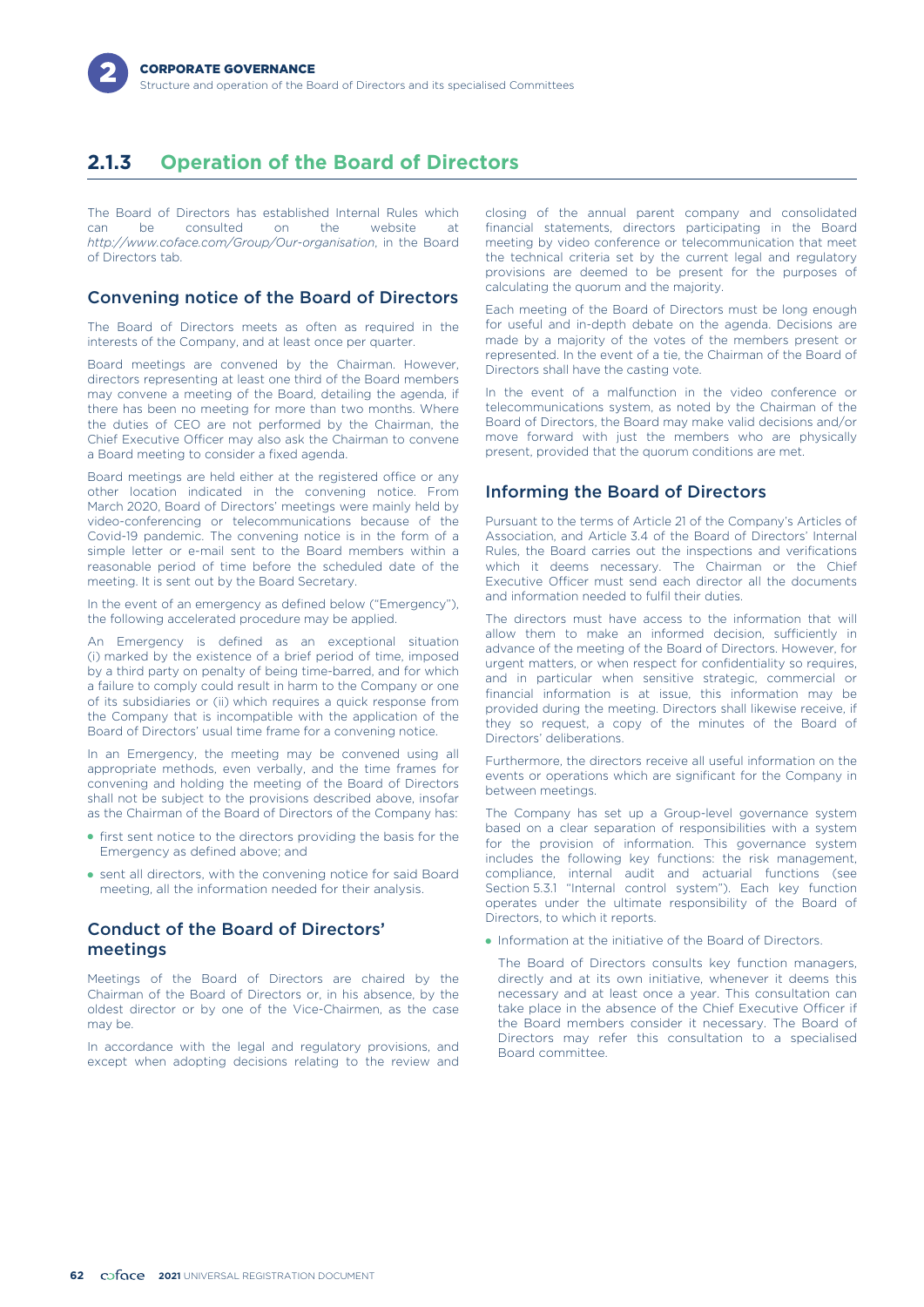## 2.1.3 Operation of the Board of Directors

The Board of Directors has established Internal Rules which can be consulted on the website at *http://www.coface.com/Group/Our-organisation*, in the Board of Directors tab.

### Convening notice of the Board of Directors

The Board of Directors meets as often as required in the interests of the Company, and at least once per quarter.

Board meetings are convened by the Chairman. However, directors representing at least one third of the Board members may convene a meeting of the Board, detailing the agenda, if there has been no meeting for more than two months. Where the duties of CEO are not performed by the Chairman, the Chief Executive Officer may also ask the Chairman to convene a Board meeting to consider a fixed agenda.

Board meetings are held either at the registered office or any other location indicated in the convening notice. From March 2020, Board of Directors' meetings were mainly held by video-conferencing or telecommunications because of the Covid-19 pandemic. The convening notice is in the form of a simple letter or e-mail sent to the Board members within a reasonable period of time before the scheduled date of the meeting. It is sent out by the Board Secretary.

In the event of an emergency as defined below ("Emergency"), the following accelerated procedure may be applied.

An Emergency is defined as an exceptional situation (i) marked by the existence of a brief period of time, imposed by a third party on penalty of being time-barred, and for which a failure to comply could result in harm to the Company or one of its subsidiaries or (ii) which requires a quick response from the Company that is incompatible with the application of the Board of Directors' usual time frame for a convening notice.

In an Emergency, the meeting may be convened using all appropriate methods, even verbally, and the time frames for convening and holding the meeting of the Board of Directors shall not be subject to the provisions described above, insofar as the Chairman of the Board of Directors of the Company has:

- first sent notice to the directors providing the basis for the Emergency as defined above; and
- sent all directors, with the convening notice for said Board meeting, all the information needed for their analysis.

### Conduct of the Board of Directors' meetings

Meetings of the Board of Directors are chaired by the Chairman of the Board of Directors or, in his absence, by the oldest director or by one of the Vice-Chairmen, as the case may be.

In accordance with the legal and regulatory provisions, and except when adopting decisions relating to the review and closing of the annual parent company and consolidated financial statements, directors participating in the Board meeting by video conference or telecommunication that meet the technical criteria set by the current legal and regulatory provisions are deemed to be present for the purposes of calculating the quorum and the majority.

Each meeting of the Board of Directors must be long enough for useful and in-depth debate on the agenda. Decisions are made by a majority of the votes of the members present or represented. In the event of a tie, the Chairman of the Board of Directors shall have the casting vote.

In the event of a malfunction in the video conference or telecommunications system, as noted by the Chairman of the Board of Directors, the Board may make valid decisions and/or move forward with just the members who are physically present, provided that the quorum conditions are met.

### Informing the Board of Directors

Pursuant to the terms of Article 21 of the Company's Articles of Association, and Article 3.4 of the Board of Directors' Internal Rules, the Board carries out the inspections and verifications which it deems necessary. The Chairman or the Chief Executive Officer must send each director all the documents and information needed to fulfil their duties.

The directors must have access to the information that will allow them to make an informed decision, sufficiently in advance of the meeting of the Board of Directors. However, for urgent matters, or when respect for confidentiality so requires, and in particular when sensitive strategic, commercial or financial information is at issue, this information may be provided during the meeting. Directors shall likewise receive, if they so request, a copy of the minutes of the Board of Directors' deliberations.

Furthermore, the directors receive all useful information on the events or operations which are significant for the Company in between meetings.

The Company has set up a Group-level governance system based on a clear separation of responsibilities with a system for the provision of information. This governance system includes the following key functions: the risk management, compliance, internal audit and actuarial functions (see Section 5.3.1 "Internal control system"). Each key function operates under the ultimate responsibility of the Board of Directors, to which it reports.

- Information at the initiative of the Board of Directors.

  The Board of Directors consults key function managers, directly and at its own initiative, whenever it deems this necessary and at least once a year. This consultation can take place in the absence of the Chief Executive Officer if the Board members consider it necessary. The Board of Directors may refer this consultation to a specialised Board committee.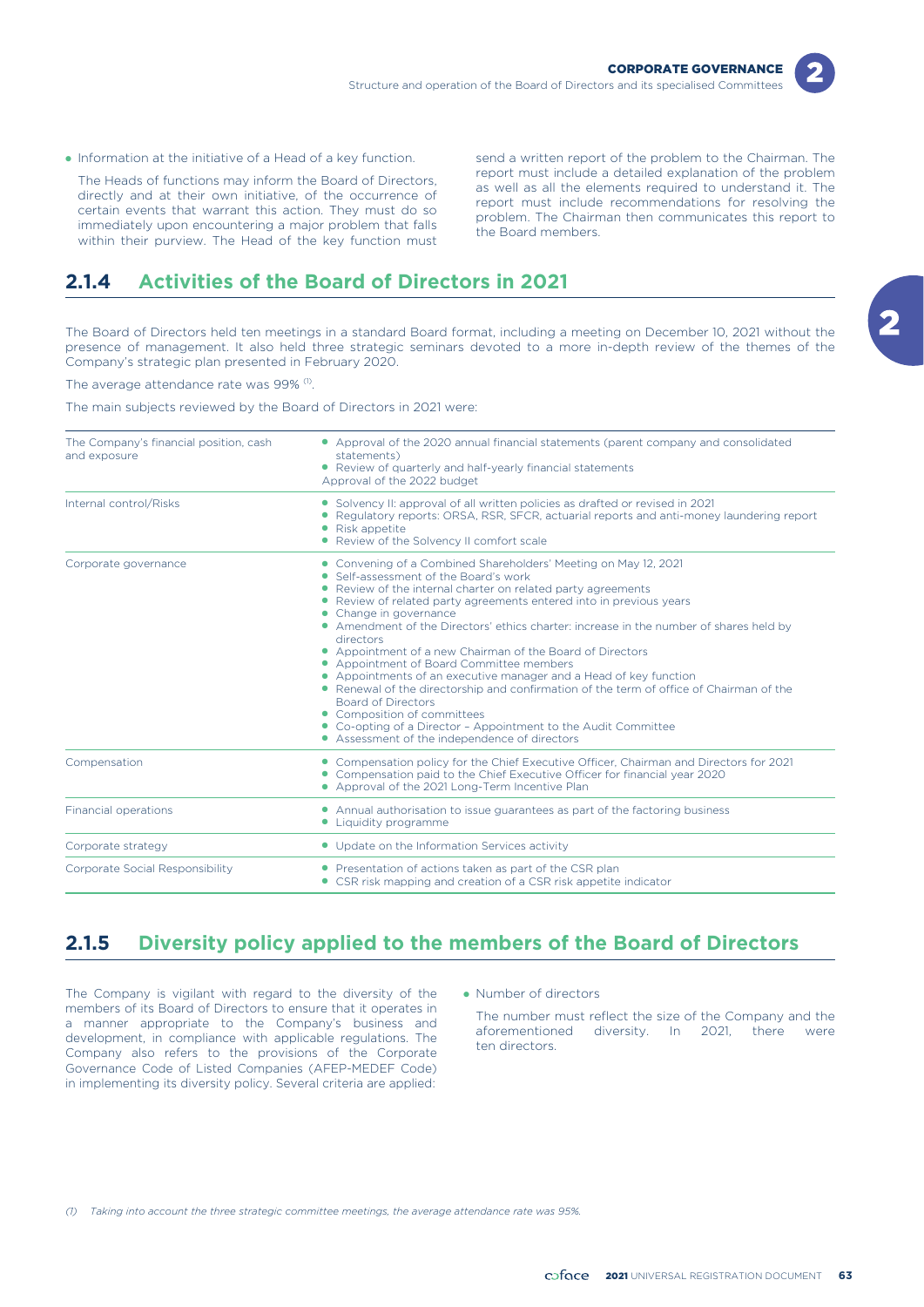- Information at the initiative of a Head of a key function.

  The Heads of functions may inform the Board of Directors, directly and at their own initiative, of the occurrence of certain events that warrant this action. They must do so immediately upon encountering a major problem that falls within their purview. The Head of the key function must send a written report of the problem to the Chairman. The report must include a detailed explanation of the problem as well as all the elements required to understand it. The report must include recommendations for resolving the problem. The Chairman then communicates this report to the Board members.

## 2.1.4 Activities of the Board of Directors in 2021

The Board of Directors held ten meetings in a standard Board format, including a meeting on December 10, 2021 without the presence of management. It also held three strategic seminars devoted to a more in-depth review of the themes of the Company's strategic plan presented in February 2020.

The average attendance rate was 99% [1].

The main subjects reviewed by the Board of Directors in 2021 were:

| | |
|---|---|
| The Company's financial position, cash and exposure | • Approval of the 2020 annual financial statements (parent company and consolidated statements)<br>• Review of quarterly and half-yearly financial statements<br>Approval of the 2022 budget |
| Internal control/Risks | • Solvency II: approval of all written policies as drafted or revised in 2021<br>• Regulatory reports: ORSA, RSR, SFCR, actuarial reports and anti-money laundering report<br>• Risk appetite<br>• Review of the Solvency II comfort scale |
| Corporate governance | • Convening of a Combined Shareholders' Meeting on May 12, 2021<br>• Self-assessment of the Board's work<br>• Review of the internal charter on related party agreements<br>• Review of related party agreements entered into in previous years<br>• Change in governance<br>• Amendment of the Directors' ethics charter: increase in the number of shares held by directors<br>• Appointment of a new Chairman of the Board of Directors<br>• Appointment of Board Committee members<br>• Appointments of an executive manager and a Head of key function<br>• Renewal of the directorship and confirmation of the term of office of Chairman of the Board of Directors<br>• Composition of committees<br>• Co-opting of a Director – Appointment to the Audit Committee<br>• Assessment of the independence of directors |
| Compensation | • Compensation policy for the Chief Executive Officer, Chairman and Directors for 2021<br>• Compensation paid to the Chief Executive Officer for financial year 2020<br>• Approval of the 2021 Long-Term Incentive Plan |
| Financial operations | • Annual authorisation to issue guarantees as part of the factoring business<br>• Liquidity programme |
| Corporate strategy | • Update on the Information Services activity |
| Corporate Social Responsibility | • Presentation of actions taken as part of the CSR plan<br>• CSR risk mapping and creation of a CSR risk appetite indicator |

## 2.1.5 Diversity policy applied to the members of the Board of Directors

The Company is vigilant with regard to the diversity of the members of its Board of Directors to ensure that it operates in a manner appropriate to the Company's business and development, in compliance with applicable regulations. The Company also refers to the provisions of the Corporate Governance Code of Listed Companies (AFEP-MEDEF Code) in implementing its diversity policy. Several criteria are applied:

- Number of directors

  The number must reflect the size of the Company and the aforementioned diversity. In 2021, there were ten directors.

*(1) Taking into account the three strategic committee meetings, the average attendance rate was 95%.*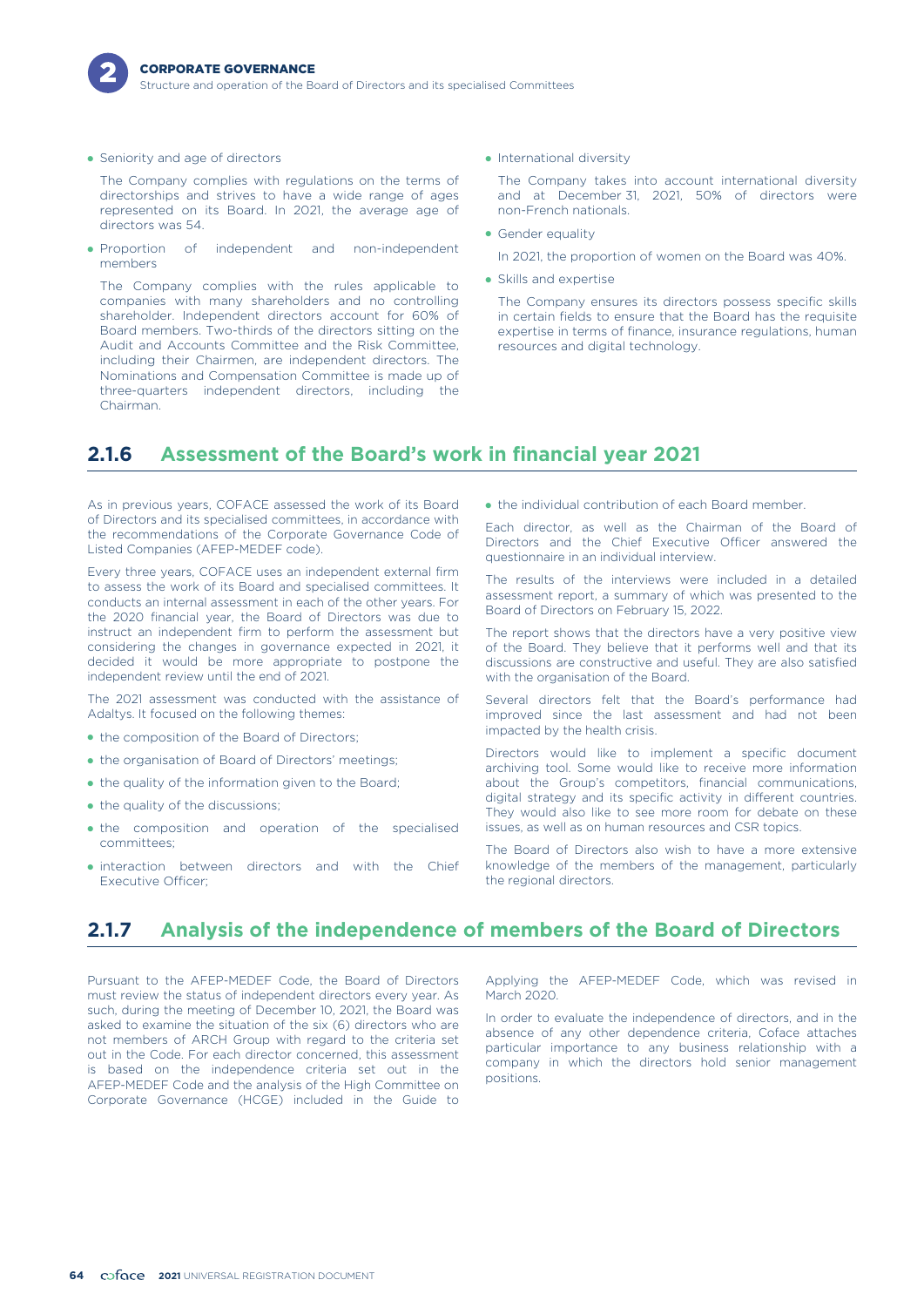- Seniority and age of directors

  The Company complies with regulations on the terms of directorships and strives to have a wide range of ages represented on its Board. In 2021, the average age of directors was 54.

- Proportion of independent and non-independent members

  The Company complies with the rules applicable to companies with many shareholders and no controlling shareholder. Independent directors account for 60% of Board members. Two-thirds of the directors sitting on the Audit and Accounts Committee and the Risk Committee, including their Chairmen, are independent directors. The Nominations and Compensation Committee is made up of three-quarters independent directors, including the Chairman.

- International diversity

  The Company takes into account international diversity and at December 31, 2021, 50% of directors were non-French nationals.

- Gender equality

  In 2021, the proportion of women on the Board was 40%.

- Skills and expertise

  The Company ensures its directors possess specific skills in certain fields to ensure that the Board has the requisite expertise in terms of finance, insurance regulations, human resources and digital technology.

## 2.1.6 Assessment of the Board's work in financial year 2021

As in previous years, COFACE assessed the work of its Board of Directors and its specialised committees, in accordance with the recommendations of the Corporate Governance Code of Listed Companies (AFEP-MEDEF code).

Every three years, COFACE uses an independent external firm to assess the work of its Board and specialised committees. It conducts an internal assessment in each of the other years. For the 2020 financial year, the Board of Directors was due to instruct an independent firm to perform the assessment but considering the changes in governance expected in 2021, it decided it would be more appropriate to postpone the independent review until the end of 2021.

The 2021 assessment was conducted with the assistance of Adaltys. It focused on the following themes:

- the composition of the Board of Directors;
- the organisation of Board of Directors' meetings;
- the quality of the information given to the Board;
- the quality of the discussions;
- the composition and operation of the specialised committees;
- interaction between directors and with the Chief Executive Officer;
- the individual contribution of each Board member.

Each director, as well as the Chairman of the Board of Directors and the Chief Executive Officer answered the questionnaire in an individual interview.

The results of the interviews were included in a detailed assessment report, a summary of which was presented to the Board of Directors on February 15, 2022.

The report shows that the directors have a very positive view of the Board. They believe that it performs well and that its discussions are constructive and useful. They are also satisfied with the organisation of the Board.

Several directors felt that the Board's performance had improved since the last assessment and had not been impacted by the health crisis.

Directors would like to implement a specific document archiving tool. Some would like to receive more information about the Group's competitors, financial communications, digital strategy and its specific activity in different countries. They would also like to see more room for debate on these issues, as well as on human resources and CSR topics.

The Board of Directors also wish to have a more extensive knowledge of the members of the management, particularly the regional directors.

## 2.1.7 Analysis of the independence of members of the Board of Directors

Pursuant to the AFEP-MEDEF Code, the Board of Directors must review the status of independent directors every year. As such, during the meeting of December 10, 2021, the Board was asked to examine the situation of the six (6) directors who are not members of ARCH Group with regard to the criteria set out in the Code. For each director concerned, this assessment is based on the independence criteria set out in the AFEP-MEDEF Code and the analysis of the High Committee on Corporate Governance (HCGE) included in the Guide to Applying the AFEP-MEDEF Code, which was revised in March 2020.

In order to evaluate the independence of directors, and in the absence of any other dependence criteria, Coface attaches particular importance to any business relationship with a company in which the directors hold senior management positions.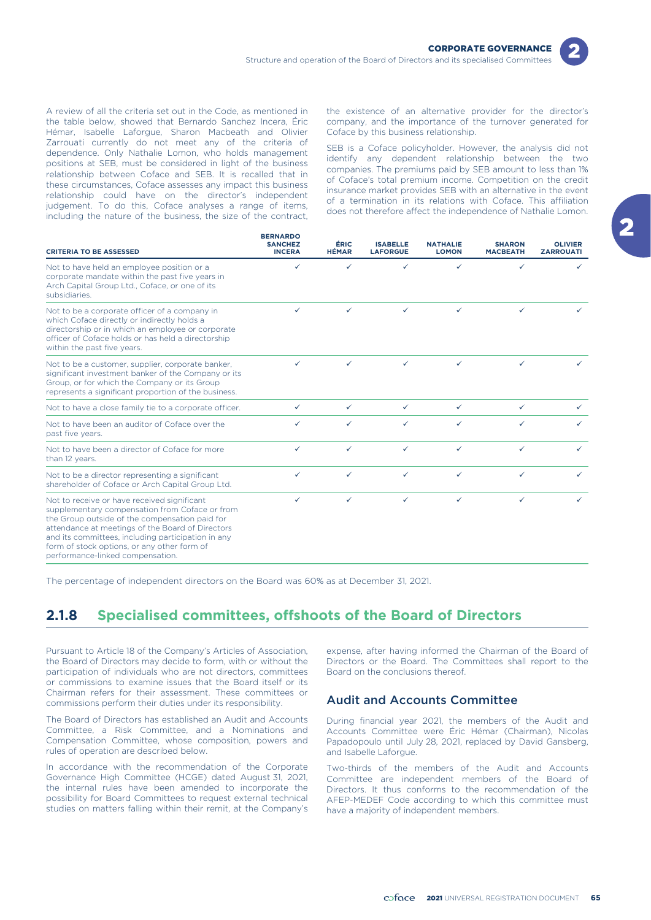A review of all the criteria set out in the Code, as mentioned in the table below, showed that Bernardo Sanchez Incera, Éric Hémar, Isabelle Laforgue, Sharon Macbeath and Olivier Zarrouati currently do not meet any of the criteria of dependence. Only Nathalie Lomon, who holds management positions at SEB, must be considered in light of the business relationship between Coface and SEB. It is recalled that in these circumstances, Coface assesses any impact this business relationship could have on the director's independent judgement. To do this, Coface analyses a range of items, including the nature of the business, the size of the contract, the existence of an alternative provider for the director's company, and the importance of the turnover generated for Coface by this business relationship.

SEB is a Coface policyholder. However, the analysis did not identify any dependent relationship between the two companies. The premiums paid by SEB amount to less than 1% of Coface's total premium income. Competition on the credit insurance market provides SEB with an alternative in the event of a termination in its relations with Coface. This affiliation does not therefore affect the independence of Nathalie Lomon.

| CRITERIA TO BE ASSESSED | BERNARDO SANCHEZ INCERA | ÉRIC HÉMAR | ISABELLE LAFORGUE | NATHALIE LOMON | SHARON MACBEATH | OLIVIER ZARROUATI |
|---|---|---|---|---|---|---|
| Not to have held an employee position or a corporate mandate within the past five years in Arch Capital Group Ltd., Coface, or one of its subsidiaries. | ✓ | ✓ | ✓ | ✓ | ✓ | ✓ |
| Not to be a corporate officer of a company in which Coface directly or indirectly holds a directorship or in which an employee or corporate officer of Coface holds or has held a directorship within the past five years. | ✓ | ✓ | ✓ | ✓ | ✓ | ✓ |
| Not to be a customer, supplier, corporate banker, significant investment banker of the Company or its Group, or for which the Company or its Group represents a significant proportion of the business. | ✓ | ✓ | ✓ | ✓ | ✓ | ✓ |
| Not to have a close family tie to a corporate officer. | ✓ | ✓ | ✓ | ✓ | ✓ | ✓ |
| Not to have been an auditor of Coface over the past five years. | ✓ | ✓ | ✓ | ✓ | ✓ | ✓ |
| Not to have been a director of Coface for more than 12 years. | ✓ | ✓ | ✓ | ✓ | ✓ | ✓ |
| Not to be a director representing a significant shareholder of Coface or Arch Capital Group Ltd. | ✓ | ✓ | ✓ | ✓ | ✓ | ✓ |
| Not to receive or have received significant supplementary compensation from Coface or from the Group outside of the compensation paid for attendance at meetings of the Board of Directors and its committees, including participation in any form of stock options, or any other form of performance-linked compensation. | ✓ | ✓ | ✓ | ✓ | ✓ | ✓ |

The percentage of independent directors on the Board was 60% as at December 31, 2021.

## 2.1.8 Specialised committees, offshoots of the Board of Directors

Pursuant to Article 18 of the Company's Articles of Association, the Board of Directors may decide to form, with or without the participation of individuals who are not directors, committees or commissions to examine issues that the Board itself or its Chairman refers for their assessment. These committees or commissions perform their duties under its responsibility.

The Board of Directors has established an Audit and Accounts Committee, a Risk Committee, and a Nominations and Compensation Committee, whose composition, powers and rules of operation are described below.

In accordance with the recommendation of the Corporate Governance High Committee (HCGE) dated August 31, 2021, the internal rules have been amended to incorporate the possibility for Board Committees to request external technical studies on matters falling within their remit, at the Company's expense, after having informed the Chairman of the Board of Directors or the Board. The Committees shall report to the Board on the conclusions thereof.

### Audit and Accounts Committee

During financial year 2021, the members of the Audit and Accounts Committee were Éric Hémar (Chairman), Nicolas Papadopoulo until July 28, 2021, replaced by David Gansberg, and Isabelle Laforgue.

Two-thirds of the members of the Audit and Accounts Committee are independent members of the Board of Directors. It thus conforms to the recommendation of the AFEP-MEDEF Code according to which this committee must have a majority of independent members.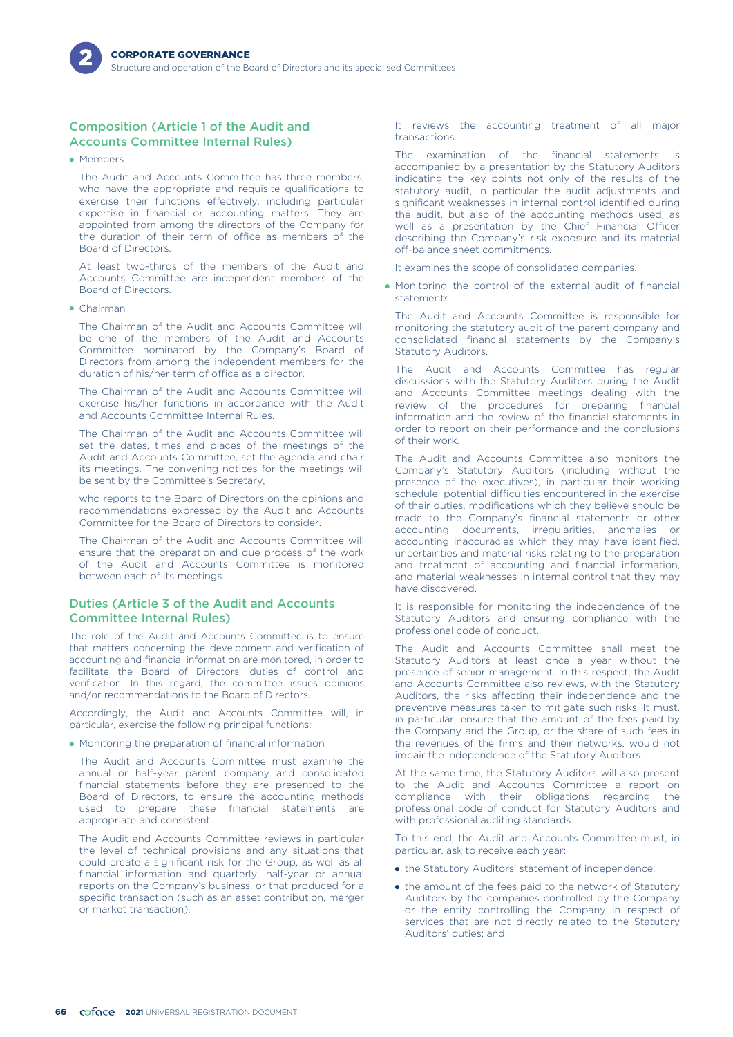## Composition (Article 1 of the Audit and Accounts Committee Internal Rules)

- Members

  The Audit and Accounts Committee has three members, who have the appropriate and requisite qualifications to exercise their functions effectively, including particular expertise in financial or accounting matters. They are appointed from among the directors of the Company for the duration of their term of office as members of the Board of Directors.

  At least two-thirds of the members of the Audit and Accounts Committee are independent members of the Board of Directors.

- Chairman

  The Chairman of the Audit and Accounts Committee will be one of the members of the Audit and Accounts Committee nominated by the Company's Board of Directors from among the independent members for the duration of his/her term of office as a director.

  The Chairman of the Audit and Accounts Committee will exercise his/her functions in accordance with the Audit and Accounts Committee Internal Rules.

  The Chairman of the Audit and Accounts Committee will set the dates, times and places of the meetings of the Audit and Accounts Committee, set the agenda and chair its meetings. The convening notices for the meetings will be sent by the Committee's Secretary,

  who reports to the Board of Directors on the opinions and recommendations expressed by the Audit and Accounts Committee for the Board of Directors to consider.

  The Chairman of the Audit and Accounts Committee will ensure that the preparation and due process of the work of the Audit and Accounts Committee is monitored between each of its meetings.

## Duties (Article 3 of the Audit and Accounts Committee Internal Rules)

The role of the Audit and Accounts Committee is to ensure that matters concerning the development and verification of accounting and financial information are monitored, in order to facilitate the Board of Directors' duties of control and verification. In this regard, the committee issues opinions and/or recommendations to the Board of Directors.

Accordingly, the Audit and Accounts Committee will, in particular, exercise the following principal functions:

- Monitoring the preparation of financial information

  The Audit and Accounts Committee must examine the annual or half-year parent company and consolidated financial statements before they are presented to the Board of Directors, to ensure the accounting methods used to prepare these financial statements are appropriate and consistent.

  The Audit and Accounts Committee reviews in particular the level of technical provisions and any situations that could create a significant risk for the Group, as well as all financial information and quarterly, half-year or annual reports on the Company's business, or that produced for a specific transaction (such as an asset contribution, merger or market transaction).

  It reviews the accounting treatment of all major transactions.

  The examination of the financial statements is accompanied by a presentation by the Statutory Auditors indicating the key points not only of the results of the statutory audit, in particular the audit adjustments and significant weaknesses in internal control identified during the audit, but also of the accounting methods used, as well as a presentation by the Chief Financial Officer describing the Company's risk exposure and its material off-balance sheet commitments.

  It examines the scope of consolidated companies.

- Monitoring the control of the external audit of financial statements

  The Audit and Accounts Committee is responsible for monitoring the statutory audit of the parent company and consolidated financial statements by the Company's Statutory Auditors.

  The Audit and Accounts Committee has regular discussions with the Statutory Auditors during the Audit and Accounts Committee meetings dealing with the review of the procedures for preparing financial information and the review of the financial statements in order to report on their performance and the conclusions of their work.

  The Audit and Accounts Committee also monitors the Company's Statutory Auditors (including without the presence of the executives), in particular their working schedule, potential difficulties encountered in the exercise of their duties, modifications which they believe should be made to the Company's financial statements or other accounting documents, irregularities, anomalies or accounting inaccuracies which they may have identified, uncertainties and material risks relating to the preparation and treatment of accounting and financial information, and material weaknesses in internal control that they may have discovered.

  It is responsible for monitoring the independence of the Statutory Auditors and ensuring compliance with the professional code of conduct.

  The Audit and Accounts Committee shall meet the Statutory Auditors at least once a year without the presence of senior management. In this respect, the Audit and Accounts Committee also reviews, with the Statutory Auditors, the risks affecting their independence and the preventive measures taken to mitigate such risks. It must, in particular, ensure that the amount of the fees paid by the Company and the Group, or the share of such fees in the revenues of the firms and their networks, would not impair the independence of the Statutory Auditors.

  At the same time, the Statutory Auditors will also present to the Audit and Accounts Committee a report on compliance with their obligations regarding the professional code of conduct for Statutory Auditors and with professional auditing standards.

  To this end, the Audit and Accounts Committee must, in particular, ask to receive each year:

  - the Statutory Auditors' statement of independence;
  - the amount of the fees paid to the network of Statutory Auditors by the companies controlled by the Company or the entity controlling the Company in respect of services that are not directly related to the Statutory Auditors' duties; and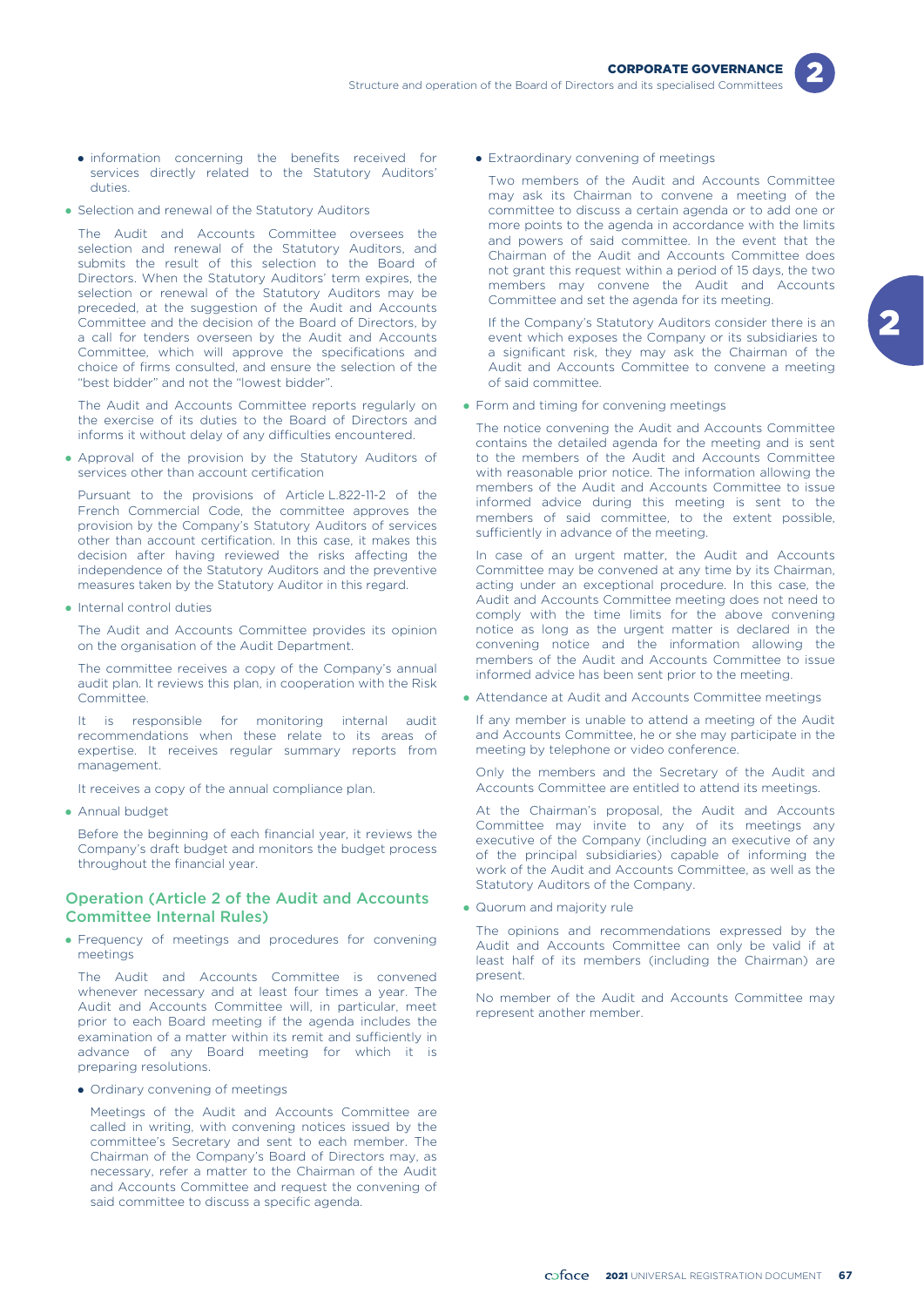- information concerning the benefits received for services directly related to the Statutory Auditors' duties.

- Selection and renewal of the Statutory Auditors

  The Audit and Accounts Committee oversees the selection and renewal of the Statutory Auditors, and submits the result of this selection to the Board of Directors. When the Statutory Auditors' term expires, the selection or renewal of the Statutory Auditors may be preceded, at the suggestion of the Audit and Accounts Committee and the decision of the Board of Directors, by a call for tenders overseen by the Audit and Accounts Committee, which will approve the specifications and choice of firms consulted, and ensure the selection of the "best bidder" and not the "lowest bidder".

  The Audit and Accounts Committee reports regularly on the exercise of its duties to the Board of Directors and informs it without delay of any difficulties encountered.

- Approval of the provision by the Statutory Auditors of services other than account certification

  Pursuant to the provisions of Article L.822-11-2 of the French Commercial Code, the committee approves the provision by the Company's Statutory Auditors of services other than account certification. In this case, it makes this decision after having reviewed the risks affecting the independence of the Statutory Auditors and the preventive measures taken by the Statutory Auditor in this regard.

- Internal control duties

  The Audit and Accounts Committee provides its opinion on the organisation of the Audit Department.

  The committee receives a copy of the Company's annual audit plan. It reviews this plan, in cooperation with the Risk Committee.

  It is responsible for monitoring internal audit recommendations when these relate to its areas of expertise. It receives regular summary reports from management.

  It receives a copy of the annual compliance plan.

- Annual budget

  Before the beginning of each financial year, it reviews the Company's draft budget and monitors the budget process throughout the financial year.

### Operation (Article 2 of the Audit and Accounts Committee Internal Rules)

- Frequency of meetings and procedures for convening meetings

  The Audit and Accounts Committee is convened whenever necessary and at least four times a year. The Audit and Accounts Committee will, in particular, meet prior to each Board meeting if the agenda includes the examination of a matter within its remit and sufficiently in advance of any Board meeting for which it is preparing resolutions.

  - Ordinary convening of meetings

    Meetings of the Audit and Accounts Committee are called in writing, with convening notices issued by the committee's Secretary and sent to each member. The Chairman of the Company's Board of Directors may, as necessary, refer a matter to the Chairman of the Audit and Accounts Committee and request the convening of said committee to discuss a specific agenda.

  - Extraordinary convening of meetings

    Two members of the Audit and Accounts Committee may ask its Chairman to convene a meeting of the committee to discuss a certain agenda or to add one or more points to the agenda in accordance with the limits and powers of said committee. In the event that the Chairman of the Audit and Accounts Committee does not grant this request within a period of 15 days, the two members may convene the Audit and Accounts Committee and set the agenda for its meeting.

    If the Company's Statutory Auditors consider there is an event which exposes the Company or its subsidiaries to a significant risk, they may ask the Chairman of the Audit and Accounts Committee to convene a meeting of said committee.

- Form and timing for convening meetings

  The notice convening the Audit and Accounts Committee contains the detailed agenda for the meeting and is sent to the members of the Audit and Accounts Committee with reasonable prior notice. The information allowing the members of the Audit and Accounts Committee to issue informed advice during this meeting is sent to the members of said committee, to the extent possible, sufficiently in advance of the meeting.

  In case of an urgent matter, the Audit and Accounts Committee may be convened at any time by its Chairman, acting under an exceptional procedure. In this case, the Audit and Accounts Committee meeting does not need to comply with the time limits for the above convening notice as long as the urgent matter is declared in the convening notice and the information allowing the members of the Audit and Accounts Committee to issue informed advice has been sent prior to the meeting.

- Attendance at Audit and Accounts Committee meetings

  If any member is unable to attend a meeting of the Audit and Accounts Committee, he or she may participate in the meeting by telephone or video conference.

  Only the members and the Secretary of the Audit and Accounts Committee are entitled to attend its meetings.

  At the Chairman's proposal, the Audit and Accounts Committee may invite to any of its meetings any executive of the Company (including an executive of any of the principal subsidiaries) capable of informing the work of the Audit and Accounts Committee, as well as the Statutory Auditors of the Company.

- Quorum and majority rule

  The opinions and recommendations expressed by the Audit and Accounts Committee can only be valid if at least half of its members (including the Chairman) are present.

  No member of the Audit and Accounts Committee may represent another member.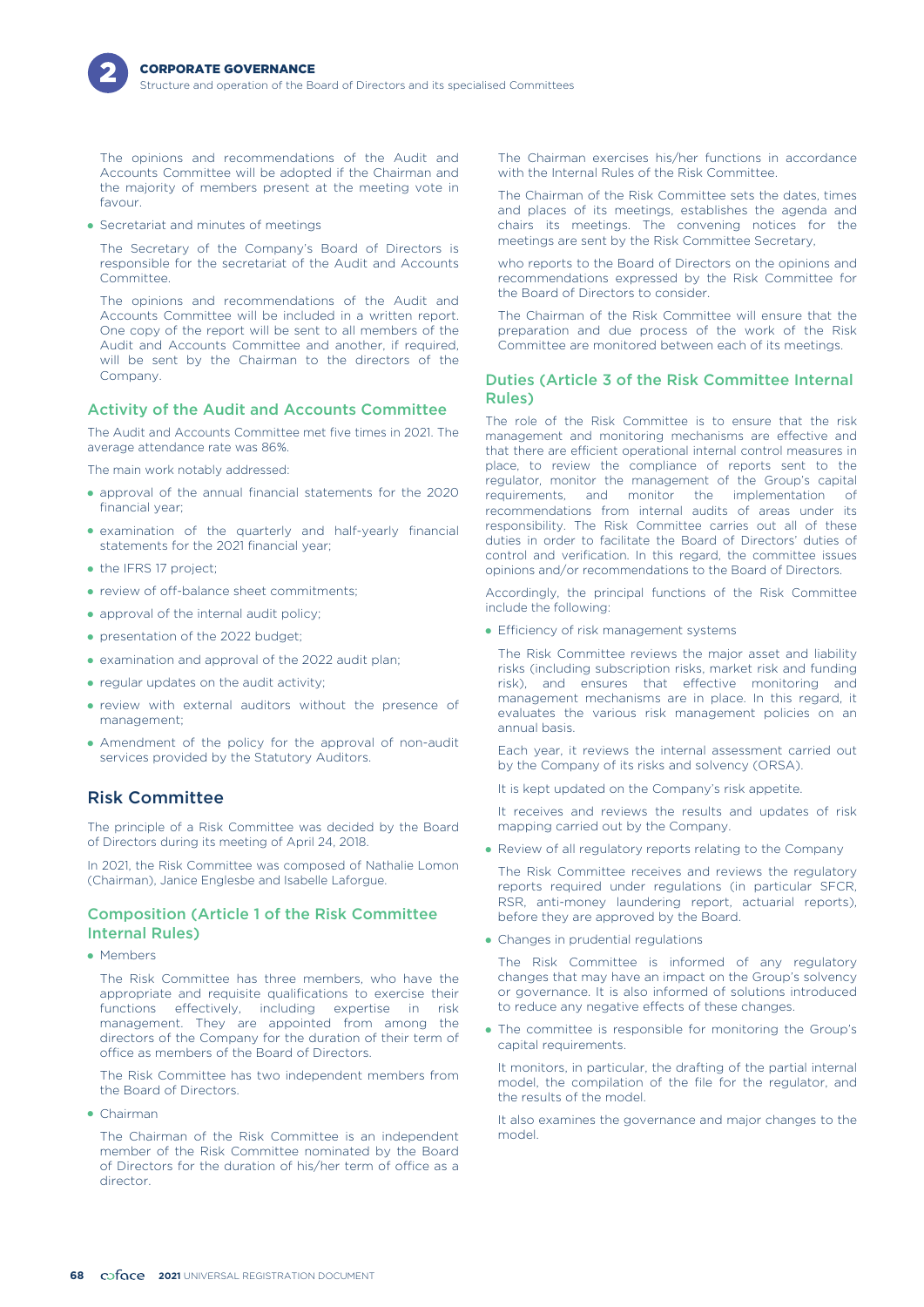The opinions and recommendations of the Audit and Accounts Committee will be adopted if the Chairman and the majority of members present at the meeting vote in favour.

- Secretariat and minutes of meetings

  The Secretary of the Company's Board of Directors is responsible for the secretariat of the Audit and Accounts Committee.

  The opinions and recommendations of the Audit and Accounts Committee will be included in a written report. One copy of the report will be sent to all members of the Audit and Accounts Committee and another, if required, will be sent by the Chairman to the directors of the Company.

### Activity of the Audit and Accounts Committee

The Audit and Accounts Committee met five times in 2021. The average attendance rate was 86%.

The main work notably addressed:

- approval of the annual financial statements for the 2020 financial year;
- examination of the quarterly and half-yearly financial statements for the 2021 financial year;
- the IFRS 17 project;
- review of off-balance sheet commitments;
- approval of the internal audit policy;
- presentation of the 2022 budget;
- examination and approval of the 2022 audit plan;
- regular updates on the audit activity;
- review with external auditors without the presence of management;
- Amendment of the policy for the approval of non-audit services provided by the Statutory Auditors.

## Risk Committee

The principle of a Risk Committee was decided by the Board of Directors during its meeting of April 24, 2018.

In 2021, the Risk Committee was composed of Nathalie Lomon (Chairman), Janice Englesbe and Isabelle Laforgue.

### Composition (Article 1 of the Risk Committee Internal Rules)

- Members

  The Risk Committee has three members, who have the appropriate and requisite qualifications to exercise their functions effectively, including expertise in risk management. They are appointed from among the directors of the Company for the duration of their term of office as members of the Board of Directors.

  The Risk Committee has two independent members from the Board of Directors.

- Chairman

  The Chairman of the Risk Committee is an independent member of the Risk Committee nominated by the Board of Directors for the duration of his/her term of office as a director.

  The Chairman exercises his/her functions in accordance with the Internal Rules of the Risk Committee.

  The Chairman of the Risk Committee sets the dates, times and places of its meetings, establishes the agenda and chairs its meetings. The convening notices for the meetings are sent by the Risk Committee Secretary,

  who reports to the Board of Directors on the opinions and recommendations expressed by the Risk Committee for the Board of Directors to consider.

  The Chairman of the Risk Committee will ensure that the preparation and due process of the work of the Risk Committee are monitored between each of its meetings.

### Duties (Article 3 of the Risk Committee Internal Rules)

The role of the Risk Committee is to ensure that the risk management and monitoring mechanisms are effective and that there are efficient operational internal control measures in place, to review the compliance of reports sent to the regulator, monitor the management of the Group's capital requirements, and monitor the implementation of recommendations from internal audits of areas under its responsibility. The Risk Committee carries out all of these duties in order to facilitate the Board of Directors' duties of control and verification. In this regard, the committee issues opinions and/or recommendations to the Board of Directors.

Accordingly, the principal functions of the Risk Committee include the following:

- Efficiency of risk management systems

  The Risk Committee reviews the major asset and liability risks (including subscription risks, market risk and funding risk), and ensures that effective monitoring and management mechanisms are in place. In this regard, it evaluates the various risk management policies on an annual basis.

  Each year, it reviews the internal assessment carried out by the Company of its risks and solvency (ORSA).

  It is kept updated on the Company's risk appetite.

  It receives and reviews the results and updates of risk mapping carried out by the Company.

- Review of all regulatory reports relating to the Company

  The Risk Committee receives and reviews the regulatory reports required under regulations (in particular SFCR, RSR, anti-money laundering report, actuarial reports), before they are approved by the Board.

- Changes in prudential regulations

  The Risk Committee is informed of any regulatory changes that may have an impact on the Group's solvency or governance. It is also informed of solutions introduced to reduce any negative effects of these changes.

- The committee is responsible for monitoring the Group's capital requirements.

  It monitors, in particular, the drafting of the partial internal model, the compilation of the file for the regulator, and the results of the model.

  It also examines the governance and major changes to the model.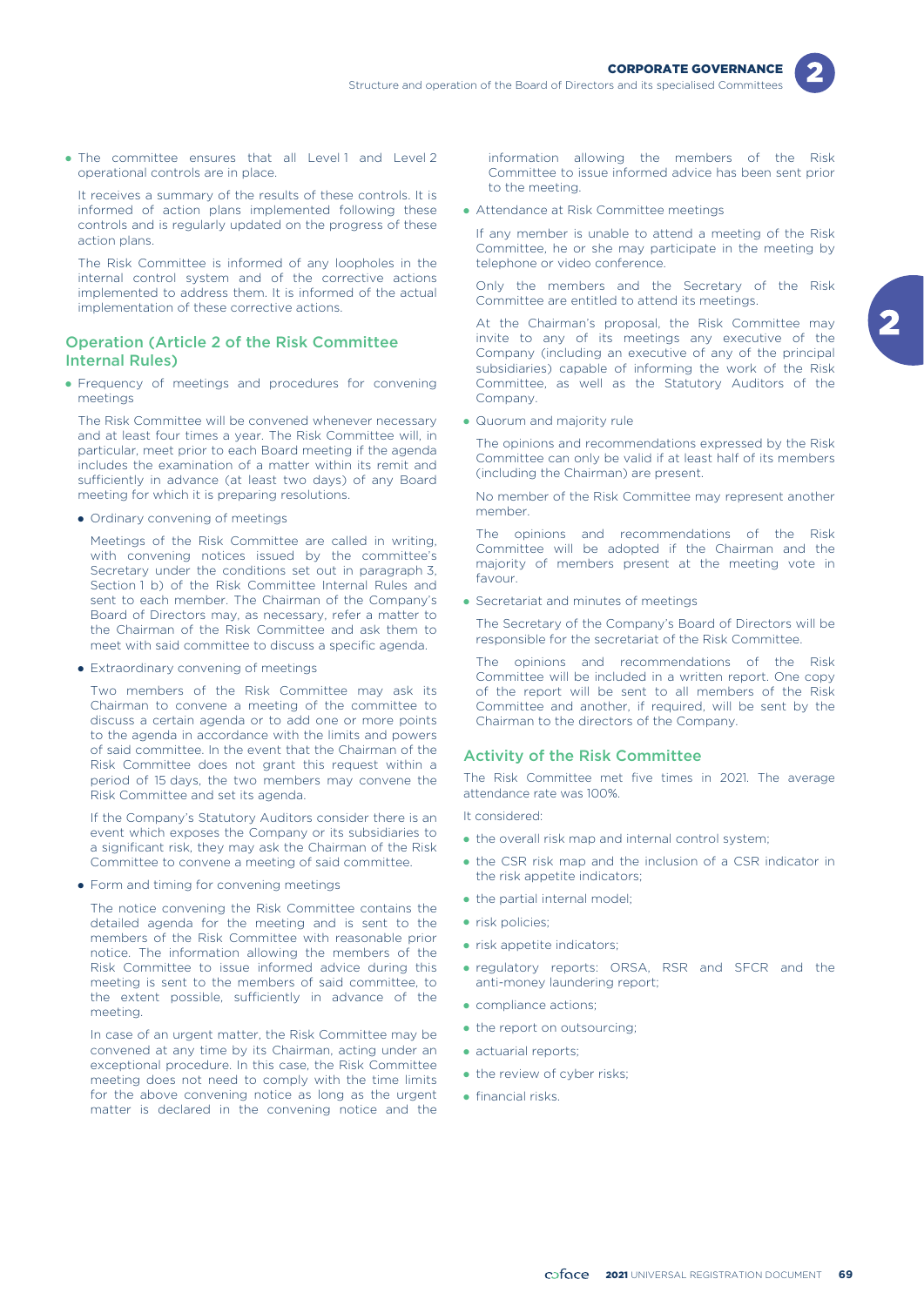- The committee ensures that all Level 1 and Level 2 operational controls are in place.

  It receives a summary of the results of these controls. It is informed of action plans implemented following these controls and is regularly updated on the progress of these action plans.

  The Risk Committee is informed of any loopholes in the internal control system and of the corrective actions implemented to address them. It is informed of the actual implementation of these corrective actions.

### Operation (Article 2 of the Risk Committee Internal Rules)

- Frequency of meetings and procedures for convening meetings

  The Risk Committee will be convened whenever necessary and at least four times a year. The Risk Committee will, in particular, meet prior to each Board meeting if the agenda includes the examination of a matter within its remit and sufficiently in advance (at least two days) of any Board meeting for which it is preparing resolutions.

  - Ordinary convening of meetings

    Meetings of the Risk Committee are called in writing, with convening notices issued by the committee's Secretary under the conditions set out in paragraph 3, Section 1 b) of the Risk Committee Internal Rules and sent to each member. The Chairman of the Company's Board of Directors may, as necessary, refer a matter to the Chairman of the Risk Committee and ask them to meet with said committee to discuss a specific agenda.

  - Extraordinary convening of meetings

    Two members of the Risk Committee may ask its Chairman to convene a meeting of the committee to discuss a certain agenda or to add one or more points to the agenda in accordance with the limits and powers of said committee. In the event that the Chairman of the Risk Committee does not grant this request within a period of 15 days, the two members may convene the Risk Committee and set its agenda.

    If the Company's Statutory Auditors consider there is an event which exposes the Company or its subsidiaries to a significant risk, they may ask the Chairman of the Risk Committee to convene a meeting of said committee.

  - Form and timing for convening meetings

    The notice convening the Risk Committee contains the detailed agenda for the meeting and is sent to the members of the Risk Committee with reasonable prior notice. The information allowing the members of the Risk Committee to issue informed advice during this meeting is sent to the members of said committee, to the extent possible, sufficiently in advance of the meeting.

    In case of an urgent matter, the Risk Committee may be convened at any time by its Chairman, acting under an exceptional procedure. In this case, the Risk Committee meeting does not need to comply with the time limits for the above convening notice as long as the urgent matter is declared in the convening notice and the information allowing the members of the Risk Committee to issue informed advice has been sent prior to the meeting.

- Attendance at Risk Committee meetings

  If any member is unable to attend a meeting of the Risk Committee, he or she may participate in the meeting by telephone or video conference.

  Only the members and the Secretary of the Risk Committee are entitled to attend its meetings.

  At the Chairman's proposal, the Risk Committee may invite to any of its meetings any executive of the Company (including an executive of any of the principal subsidiaries) capable of informing the work of the Risk Committee, as well as the Statutory Auditors of the Company.

- Quorum and majority rule

  The opinions and recommendations expressed by the Risk Committee can only be valid if at least half of its members (including the Chairman) are present.

  No member of the Risk Committee may represent another member.

  The opinions and recommendations of the Risk Committee will be adopted if the Chairman and the majority of members present at the meeting vote in favour.

- Secretariat and minutes of meetings

  The Secretary of the Company's Board of Directors will be responsible for the secretariat of the Risk Committee.

  The opinions and recommendations of the Risk Committee will be included in a written report. One copy of the report will be sent to all members of the Risk Committee and another, if required, will be sent by the Chairman to the directors of the Company.

### Activity of the Risk Committee

The Risk Committee met five times in 2021. The average attendance rate was 100%.

It considered:

- the overall risk map and internal control system;
- the CSR risk map and the inclusion of a CSR indicator in the risk appetite indicators;
- the partial internal model;
- risk policies;
- risk appetite indicators;
- regulatory reports: ORSA, RSR and SFCR and the anti-money laundering report;
- compliance actions;
- the report on outsourcing;
- actuarial reports;
- the review of cyber risks;
- financial risks.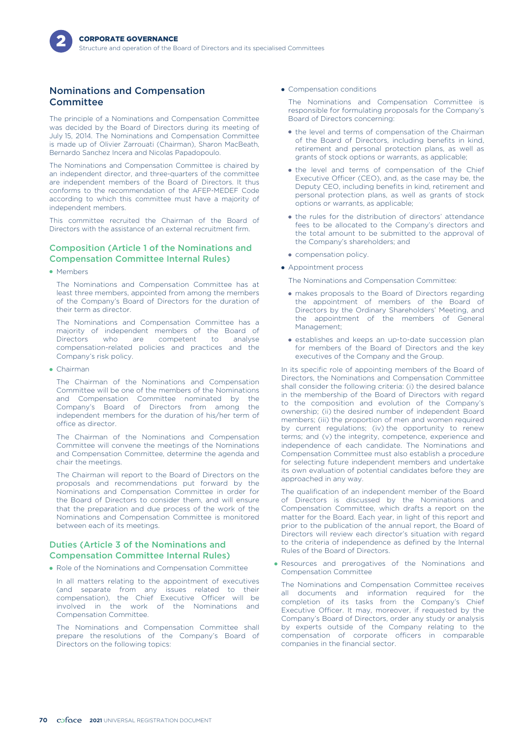## Nominations and Compensation Committee

The principle of a Nominations and Compensation Committee was decided by the Board of Directors during its meeting of July 15, 2014. The Nominations and Compensation Committee is made up of Olivier Zarrouati (Chairman), Sharon MacBeath, Bernardo Sanchez Incera and Nicolas Papadopoulo.

The Nominations and Compensation Committee is chaired by an independent director, and three-quarters of the committee are independent members of the Board of Directors. It thus conforms to the recommendation of the AFEP-MEDEF Code according to which this committee must have a majority of independent members.

This committee recruited the Chairman of the Board of Directors with the assistance of an external recruitment firm.

### Composition (Article 1 of the Nominations and Compensation Committee Internal Rules)

- Members

  The Nominations and Compensation Committee has at least three members, appointed from among the members of the Company's Board of Directors for the duration of their term as director.

  The Nominations and Compensation Committee has a majority of independent members of the Board of Directors who are competent to analyse compensation-related policies and practices and the Company's risk policy.

- Chairman

  The Chairman of the Nominations and Compensation Committee will be one of the members of the Nominations and Compensation Committee nominated by the Company's Board of Directors from among the independent members for the duration of his/her term of office as director.

  The Chairman of the Nominations and Compensation Committee will convene the meetings of the Nominations and Compensation Committee, determine the agenda and chair the meetings.

  The Chairman will report to the Board of Directors on the proposals and recommendations put forward by the Nominations and Compensation Committee in order for the Board of Directors to consider them, and will ensure that the preparation and due process of the work of the Nominations and Compensation Committee is monitored between each of its meetings.

### Duties (Article 3 of the Nominations and Compensation Committee Internal Rules)

- Role of the Nominations and Compensation Committee

  In all matters relating to the appointment of executives (and separate from any issues related to their compensation), the Chief Executive Officer will be involved in the work of the Nominations and Compensation Committee.

  The Nominations and Compensation Committee shall prepare the resolutions of the Company's Board of Directors on the following topics:

- Compensation conditions

  The Nominations and Compensation Committee is responsible for formulating proposals for the Company's Board of Directors concerning:

  - the level and terms of compensation of the Chairman of the Board of Directors, including benefits in kind, retirement and personal protection plans, as well as grants of stock options or warrants, as applicable;
  - the level and terms of compensation of the Chief Executive Officer (CEO), and, as the case may be, the Deputy CEO, including benefits in kind, retirement and personal protection plans, as well as grants of stock options or warrants, as applicable;
  - the rules for the distribution of directors' attendance fees to be allocated to the Company's directors and the total amount to be submitted to the approval of the Company's shareholders; and
  - compensation policy.

- Appointment process

  The Nominations and Compensation Committee:

  - makes proposals to the Board of Directors regarding the appointment of members of the Board of Directors by the Ordinary Shareholders' Meeting, and the appointment of the members of General Management;
  - establishes and keeps an up-to-date succession plan for members of the Board of Directors and the key executives of the Company and the Group.

In its specific role of appointing members of the Board of Directors, the Nominations and Compensation Committee shall consider the following criteria: (i) the desired balance in the membership of the Board of Directors with regard to the composition and evolution of the Company's ownership; (ii) the desired number of independent Board members; (iii) the proportion of men and women required by current regulations; (iv) the opportunity to renew terms; and (v) the integrity, competence, experience and independence of each candidate. The Nominations and Compensation Committee must also establish a procedure for selecting future independent members and undertake its own evaluation of potential candidates before they are approached in any way.

The qualification of an independent member of the Board of Directors is discussed by the Nominations and Compensation Committee, which drafts a report on the matter for the Board. Each year, in light of this report and prior to the publication of the annual report, the Board of Directors will review each director's situation with regard to the criteria of independence as defined by the Internal Rules of the Board of Directors.

- Resources and prerogatives of the Nominations and Compensation Committee

  The Nominations and Compensation Committee receives all documents and information required for the completion of its tasks from the Company's Chief Executive Officer. It may, moreover, if requested by the Company's Board of Directors, order any study or analysis by experts outside of the Company relating to the compensation of corporate officers in comparable companies in the financial sector.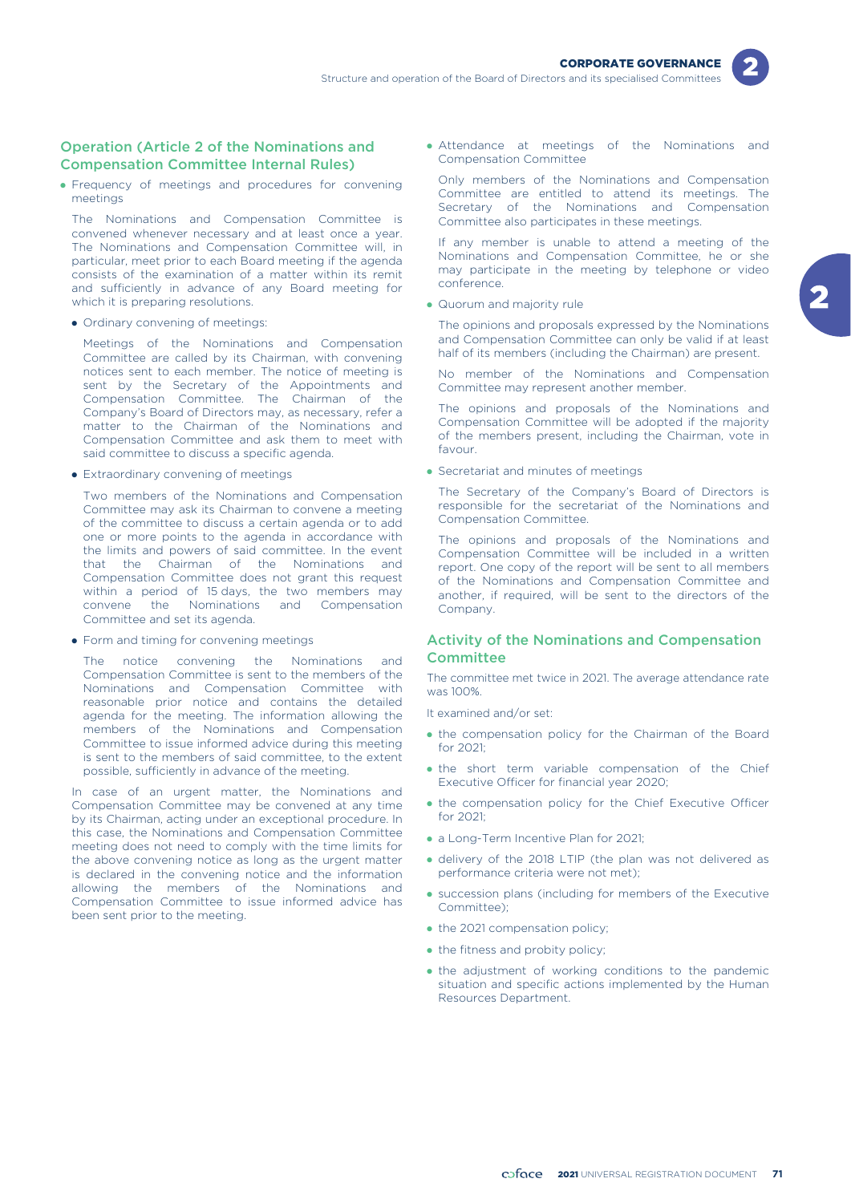### Operation (Article 2 of the Nominations and Compensation Committee Internal Rules)

- Frequency of meetings and procedures for convening meetings

  The Nominations and Compensation Committee is convened whenever necessary and at least once a year. The Nominations and Compensation Committee will, in particular, meet prior to each Board meeting if the agenda consists of the examination of a matter within its remit and sufficiently in advance of any Board meeting for which it is preparing resolutions.

  - Ordinary convening of meetings:

    Meetings of the Nominations and Compensation Committee are called by its Chairman, with convening notices sent to each member. The notice of meeting is sent by the Secretary of the Appointments and Compensation Committee. The Chairman of the Company's Board of Directors may, as necessary, refer a matter to the Chairman of the Nominations and Compensation Committee and ask them to meet with said committee to discuss a specific agenda.

  - Extraordinary convening of meetings

    Two members of the Nominations and Compensation Committee may ask its Chairman to convene a meeting of the committee to discuss a certain agenda or to add one or more points to the agenda in accordance with the limits and powers of said committee. In the event that the Chairman of the Nominations and Compensation Committee does not grant this request within a period of 15 days, the two members may convene the Nominations and Compensation Committee and set its agenda.

  - Form and timing for convening meetings

    The notice convening the Nominations and Compensation Committee is sent to the members of the Nominations and Compensation Committee with reasonable prior notice and contains the detailed agenda for the meeting. The information allowing the members of the Nominations and Compensation Committee to issue informed advice during this meeting is sent to the members of said committee, to the extent possible, sufficiently in advance of the meeting.

  In case of an urgent matter, the Nominations and Compensation Committee may be convened at any time by its Chairman, acting under an exceptional procedure. In this case, the Nominations and Compensation Committee meeting does not need to comply with the time limits for the above convening notice as long as the urgent matter is declared in the convening notice and the information allowing the members of the Nominations and Compensation Committee to issue informed advice has been sent prior to the meeting.

- Attendance at meetings of the Nominations and Compensation Committee

  Only members of the Nominations and Compensation Committee are entitled to attend its meetings. The Secretary of the Nominations and Compensation Committee also participates in these meetings.

  If any member is unable to attend a meeting of the Nominations and Compensation Committee, he or she may participate in the meeting by telephone or video conference.

- Quorum and majority rule

  The opinions and proposals expressed by the Nominations and Compensation Committee can only be valid if at least half of its members (including the Chairman) are present.

  No member of the Nominations and Compensation Committee may represent another member.

  The opinions and proposals of the Nominations and Compensation Committee will be adopted if the majority of the members present, including the Chairman, vote in favour.

- Secretariat and minutes of meetings

  The Secretary of the Company's Board of Directors is responsible for the secretariat of the Nominations and Compensation Committee.

  The opinions and proposals of the Nominations and Compensation Committee will be included in a written report. One copy of the report will be sent to all members of the Nominations and Compensation Committee and another, if required, will be sent to the directors of the Company.

### Activity of the Nominations and Compensation Committee

The committee met twice in 2021. The average attendance rate was 100%.

It examined and/or set:

- the compensation policy for the Chairman of the Board for 2021;
- the short term variable compensation of the Chief Executive Officer for financial year 2020;
- the compensation policy for the Chief Executive Officer for 2021;
- a Long-Term Incentive Plan for 2021;
- delivery of the 2018 LTIP (the plan was not delivered as performance criteria were not met);
- succession plans (including for members of the Executive Committee);
- the 2021 compensation policy;
- the fitness and probity policy;
- the adjustment of working conditions to the pandemic situation and specific actions implemented by the Human Resources Department.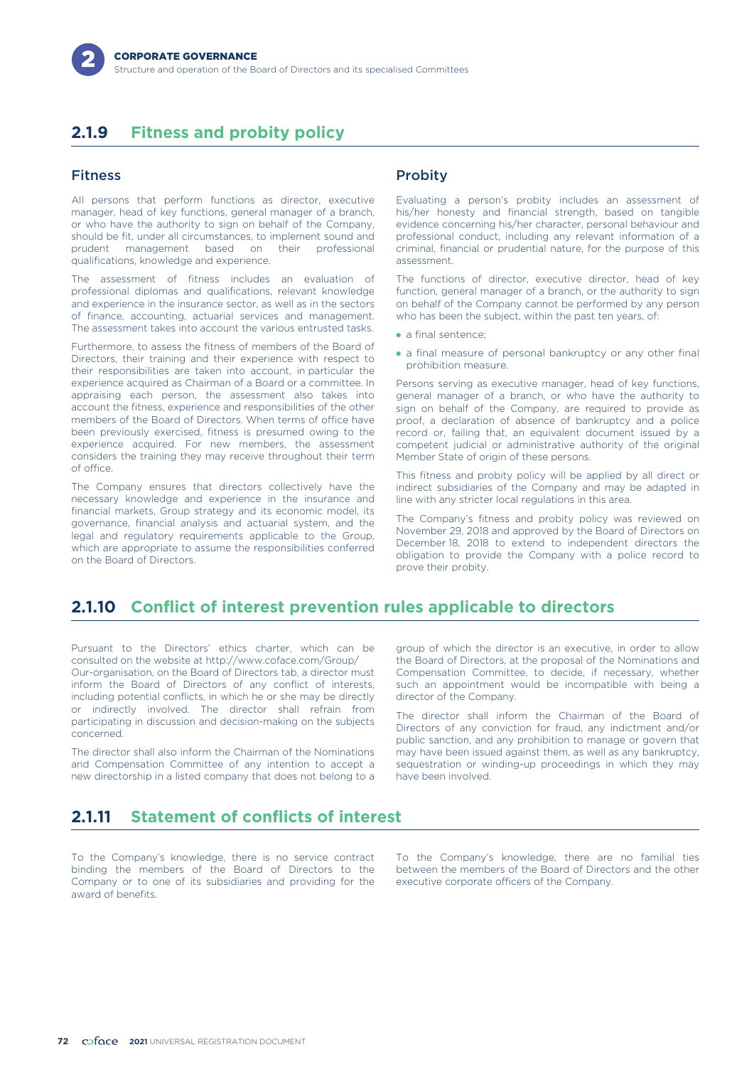## 2.1.9 Fitness and probity policy

### Fitness

All persons that perform functions as director, executive manager, head of key functions, general manager of a branch, or who have the authority to sign on behalf of the Company, should be fit, under all circumstances, to implement sound and prudent management based on their professional qualifications, knowledge and experience.

The assessment of fitness includes an evaluation of professional diplomas and qualifications, relevant knowledge and experience in the insurance sector, as well as in the sectors of finance, accounting, actuarial services and management. The assessment takes into account the various entrusted tasks.

Furthermore, to assess the fitness of members of the Board of Directors, their training and their experience with respect to their responsibilities are taken into account, in particular the experience acquired as Chairman of a Board or a committee. In appraising each person, the assessment also takes into account the fitness, experience and responsibilities of the other members of the Board of Directors. When terms of office have been previously exercised, fitness is presumed owing to the experience acquired. For new members, the assessment considers the training they may receive throughout their term of office.

The Company ensures that directors collectively have the necessary knowledge and experience in the insurance and financial markets, Group strategy and its economic model, its governance, financial analysis and actuarial system, and the legal and regulatory requirements applicable to the Group, which are appropriate to assume the responsibilities conferred on the Board of Directors.

### Probity

Evaluating a person's probity includes an assessment of his/her honesty and financial strength, based on tangible evidence concerning his/her character, personal behaviour and professional conduct, including any relevant information of a criminal, financial or prudential nature, for the purpose of this assessment.

The functions of director, executive director, head of key function, general manager of a branch, or the authority to sign on behalf of the Company cannot be performed by any person who has been the subject, within the past ten years, of:

- a final sentence;
- a final measure of personal bankruptcy or any other final prohibition measure.

Persons serving as executive manager, head of key functions, general manager of a branch, or who have the authority to sign on behalf of the Company, are required to provide as proof, a declaration of absence of bankruptcy and a police record or, failing that, an equivalent document issued by a competent judicial or administrative authority of the original Member State of origin of these persons.

This fitness and probity policy will be applied by all direct or indirect subsidiaries of the Company and may be adapted in line with any stricter local regulations in this area.

The Company's fitness and probity policy was reviewed on November 29, 2018 and approved by the Board of Directors on December 18, 2018 to extend to independent directors the obligation to provide the Company with a police record to prove their probity.

## 2.1.10 Conflict of interest prevention rules applicable to directors

Pursuant to the Directors' ethics charter, which can be consulted on the website at http://www.coface.com/Group/Our-organisation, on the Board of Directors tab, a director must inform the Board of Directors of any conflict of interests, including potential conflicts, in which he or she may be directly or indirectly involved. The director shall refrain from participating in discussion and decision-making on the subjects concerned.

The director shall also inform the Chairman of the Nominations and Compensation Committee of any intention to accept a new directorship in a listed company that does not belong to a group of which the director is an executive, in order to allow the Board of Directors, at the proposal of the Nominations and Compensation Committee, to decide, if necessary, whether such an appointment would be incompatible with being a director of the Company.

The director shall inform the Chairman of the Board of Directors of any conviction for fraud, any indictment and/or public sanction, and any prohibition to manage or govern that may have been issued against them, as well as any bankruptcy, sequestration or winding-up proceedings in which they may have been involved.

## 2.1.11 Statement of conflicts of interest

To the Company's knowledge, there is no service contract binding the members of the Board of Directors to the Company or to one of its subsidiaries and providing for the award of benefits.

To the Company's knowledge, there are no familial ties between the members of the Board of Directors and the other executive corporate officers of the Company.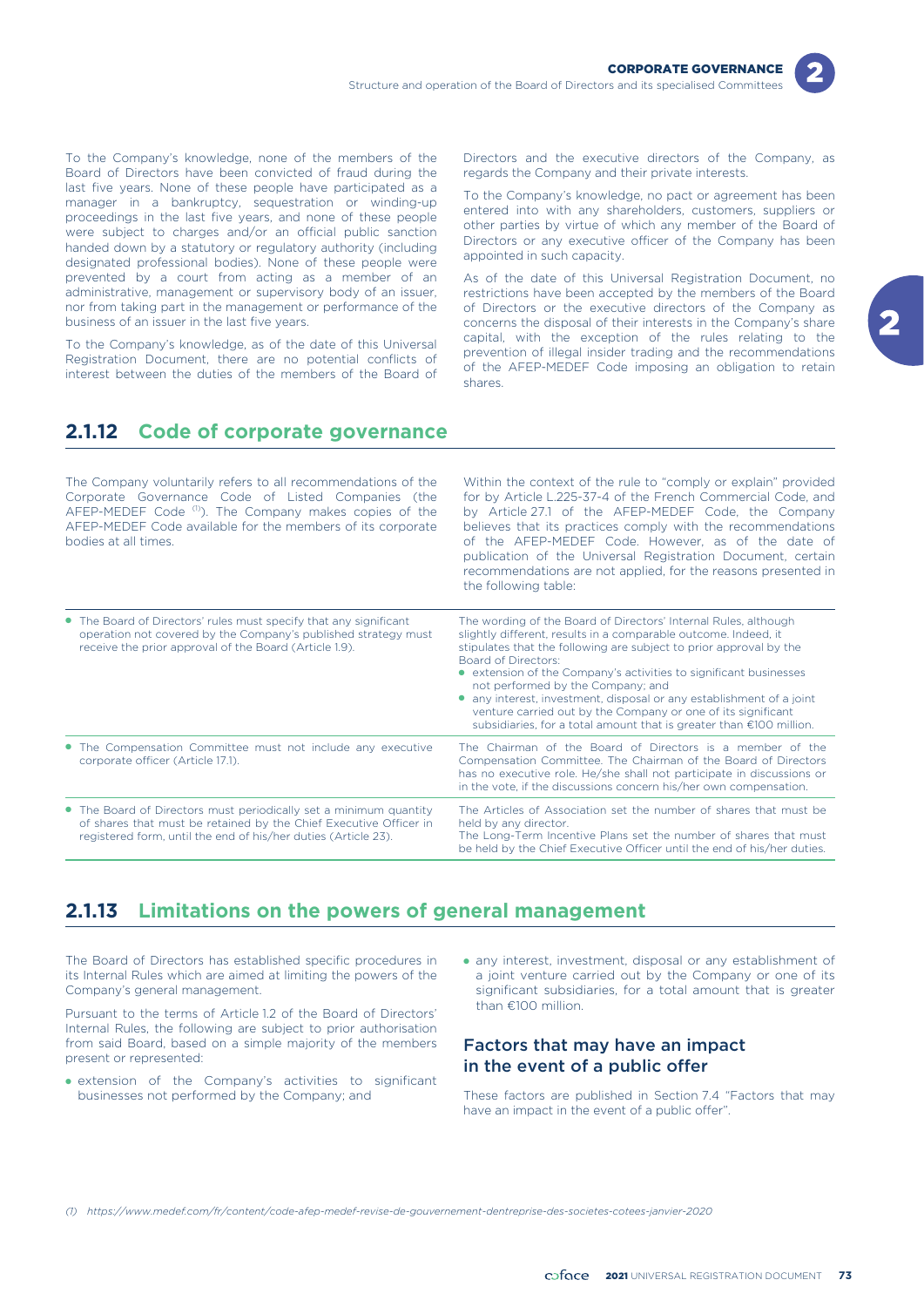To the Company's knowledge, none of the members of the Board of Directors have been convicted of fraud during the last five years. None of these people have participated as a manager in a bankruptcy, sequestration or winding-up proceedings in the last five years, and none of these people were subject to charges and/or an official public sanction handed down by a statutory or regulatory authority (including designated professional bodies). None of these people were prevented by a court from acting as a member of an administrative, management or supervisory body of an issuer, nor from taking part in the management or performance of the business of an issuer in the last five years.

To the Company's knowledge, as of the date of this Universal Registration Document, there are no potential conflicts of interest between the duties of the members of the Board of Directors and the executive directors of the Company, as regards the Company and their private interests.

To the Company's knowledge, no pact or agreement has been entered into with any shareholders, customers, suppliers or other parties by virtue of which any member of the Board of Directors or any executive officer of the Company has been appointed in such capacity.

As of the date of this Universal Registration Document, no restrictions have been accepted by the members of the Board of Directors or the executive directors of the Company as concerns the disposal of their interests in the Company's share capital, with the exception of the rules relating to the prevention of illegal insider trading and the recommendations of the AFEP-MEDEF Code imposing an obligation to retain shares.

## 2.1.12 Code of corporate governance

The Company voluntarily refers to all recommendations of the Corporate Governance Code of Listed Companies (the AFEP-MEDEF Code [1]). The Company makes copies of the AFEP-MEDEF Code available for the members of its corporate bodies at all times.

Within the context of the rule to "comply or explain" provided for by Article L.225-37-4 of the French Commercial Code, and by Article 27.1 of the AFEP-MEDEF Code, the Company believes that its practices comply with the recommendations of the AFEP-MEDEF Code. However, as of the date of publication of the Universal Registration Document, certain recommendations are not applied, for the reasons presented in the following table:

| | |
|---|---|
| • The Board of Directors' rules must specify that any significant operation not covered by the Company's published strategy must receive the prior approval of the Board (Article 1.9). | The wording of the Board of Directors' Internal Rules, although slightly different, results in a comparable outcome. Indeed, it stipulates that the following are subject to prior approval by the Board of Directors:<br>• extension of the Company's activities to significant businesses not performed by the Company; and<br>• any interest, investment, disposal or any establishment of a joint venture carried out by the Company or one of its significant subsidiaries, for a total amount that is greater than €100 million. |
| • The Compensation Committee must not include any executive corporate officer (Article 17.1). | The Chairman of the Board of Directors is a member of the Compensation Committee. The Chairman of the Board of Directors has no executive role. He/she shall not participate in discussions or in the vote, if the discussions concern his/her own compensation. |
| • The Board of Directors must periodically set a minimum quantity of shares that must be retained by the Chief Executive Officer in registered form, until the end of his/her duties (Article 23). | The Articles of Association set the number of shares that must be held by any director.<br>The Long-Term Incentive Plans set the number of shares that must be held by the Chief Executive Officer until the end of his/her duties. |

## 2.1.13 Limitations on the powers of general management

The Board of Directors has established specific procedures in its Internal Rules which are aimed at limiting the powers of the Company's general management.

Pursuant to the terms of Article 1.2 of the Board of Directors' Internal Rules, the following are subject to prior authorisation from said Board, based on a simple majority of the members present or represented:

- extension of the Company's activities to significant businesses not performed by the Company; and
- any interest, investment, disposal or any establishment of a joint venture carried out by the Company or one of its significant subsidiaries, for a total amount that is greater than €100 million.

### Factors that may have an impact in the event of a public offer

These factors are published in Section 7.4 "Factors that may have an impact in the event of a public offer".

(1) https://www.medef.com/fr/content/code-afep-medef-revise-de-gouvernement-dentreprise-des-societes-cotees-janvier-2020